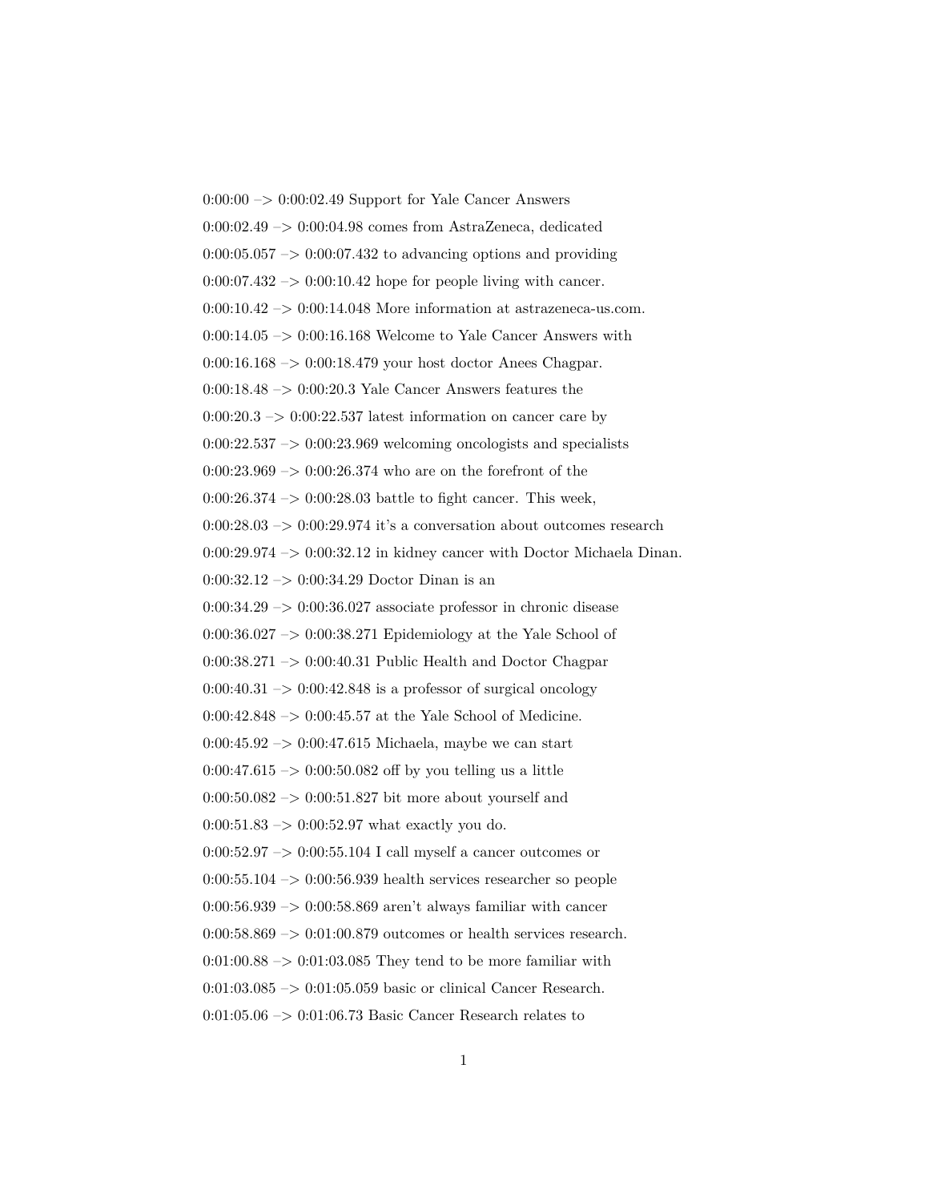0:00:00 –> 0:00:02.49 Support for Yale Cancer Answers

0:00:02.49 –> 0:00:04.98 comes from AstraZeneca, dedicated

0:00:05.057 –> 0:00:07.432 to advancing options and providing

0:00:07.432 –> 0:00:10.42 hope for people living with cancer.

0:00:10.42 –> 0:00:14.048 More information at astrazeneca-us.com.

0:00:14.05 –> 0:00:16.168 Welcome to Yale Cancer Answers with

0:00:16.168 –> 0:00:18.479 your host doctor Anees Chagpar.

0:00:18.48 –> 0:00:20.3 Yale Cancer Answers features the

0:00:20.3 –> 0:00:22.537 latest information on cancer care by

0:00:22.537 –> 0:00:23.969 welcoming oncologists and specialists

0:00:23.969 –> 0:00:26.374 who are on the forefront of the

0:00:26.374 –> 0:00:28.03 battle to fight cancer. This week,

0:00:28.03 –> 0:00:29.974 it's a conversation about outcomes research

0:00:29.974 –> 0:00:32.12 in kidney cancer with Doctor Michaela Dinan.

0:00:32.12 –> 0:00:34.29 Doctor Dinan is an

0:00:34.29 –> 0:00:36.027 associate professor in chronic disease

0:00:36.027 –> 0:00:38.271 Epidemiology at the Yale School of

0:00:38.271 –> 0:00:40.31 Public Health and Doctor Chagpar

0:00:40.31 –> 0:00:42.848 is a professor of surgical oncology

0:00:42.848 –> 0:00:45.57 at the Yale School of Medicine.

0:00:45.92 –> 0:00:47.615 Michaela, maybe we can start

0:00:47.615 –> 0:00:50.082 off by you telling us a little

0:00:50.082 –> 0:00:51.827 bit more about yourself and

0:00:51.83 –> 0:00:52.97 what exactly you do.

0:00:52.97 –> 0:00:55.104 I call myself a cancer outcomes or

0:00:55.104 –> 0:00:56.939 health services researcher so people

0:00:56.939 –> 0:00:58.869 aren't always familiar with cancer

0:00:58.869 –> 0:01:00.879 outcomes or health services research.

0:01:00.88 –> 0:01:03.085 They tend to be more familiar with

0:01:03.085 –> 0:01:05.059 basic or clinical Cancer Research.

0:01:05.06 –> 0:01:06.73 Basic Cancer Research relates to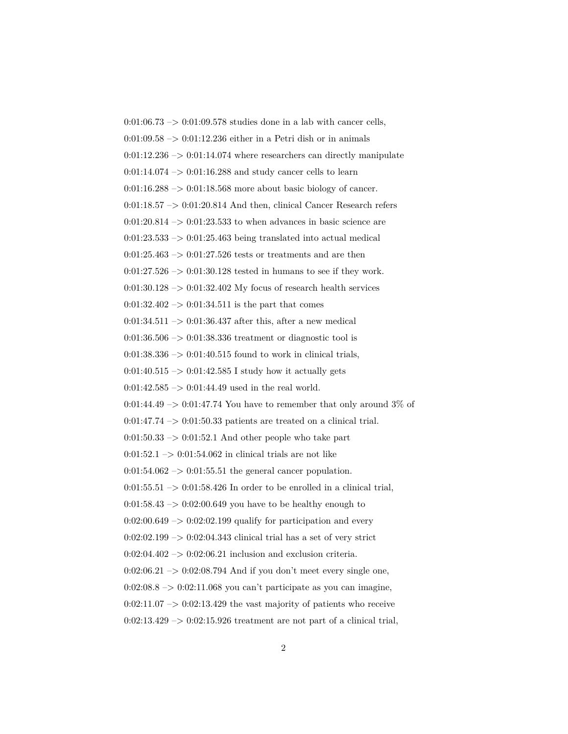0:01:06.73 –> 0:01:09.578 studies done in a lab with cancer cells,

0:01:09.58 –> 0:01:12.236 either in a Petri dish or in animals

0:01:12.236 –> 0:01:14.074 where researchers can directly manipulate

0:01:14.074 –> 0:01:16.288 and study cancer cells to learn

0:01:16.288 –> 0:01:18.568 more about basic biology of cancer.

0:01:18.57 –> 0:01:20.814 And then, clinical Cancer Research refers

0:01:20.814 –> 0:01:23.533 to when advances in basic science are

0:01:23.533 –> 0:01:25.463 being translated into actual medical

0:01:25.463 –> 0:01:27.526 tests or treatments and are then

0:01:27.526 –> 0:01:30.128 tested in humans to see if they work.

0:01:30.128 –> 0:01:32.402 My focus of research health services

0:01:32.402 –> 0:01:34.511 is the part that comes

0:01:34.511 –> 0:01:36.437 after this, after a new medical

0:01:36.506 –> 0:01:38.336 treatment or diagnostic tool is

0:01:38.336 –> 0:01:40.515 found to work in clinical trials,

0:01:40.515 –> 0:01:42.585 I study how it actually gets

0:01:42.585 –> 0:01:44.49 used in the real world.

0:01:44.49 –> 0:01:47.74 You have to remember that only around 3% of

0:01:47.74 –> 0:01:50.33 patients are treated on a clinical trial.

0:01:50.33 –> 0:01:52.1 And other people who take part

0:01:52.1 –> 0:01:54.062 in clinical trials are not like

0:01:54.062 –> 0:01:55.51 the general cancer population.

0:01:55.51 –> 0:01:58.426 In order to be enrolled in a clinical trial,

0:01:58.43 –> 0:02:00.649 you have to be healthy enough to

0:02:00.649 –> 0:02:02.199 qualify for participation and every

0:02:02.199 –> 0:02:04.343 clinical trial has a set of very strict

0:02:04.402 –> 0:02:06.21 inclusion and exclusion criteria.

0:02:06.21 –> 0:02:08.794 And if you don't meet every single one,

0:02:08.8 –> 0:02:11.068 you can't participate as you can imagine,

0:02:11.07 –> 0:02:13.429 the vast majority of patients who receive

0:02:13.429 –> 0:02:15.926 treatment are not part of a clinical trial,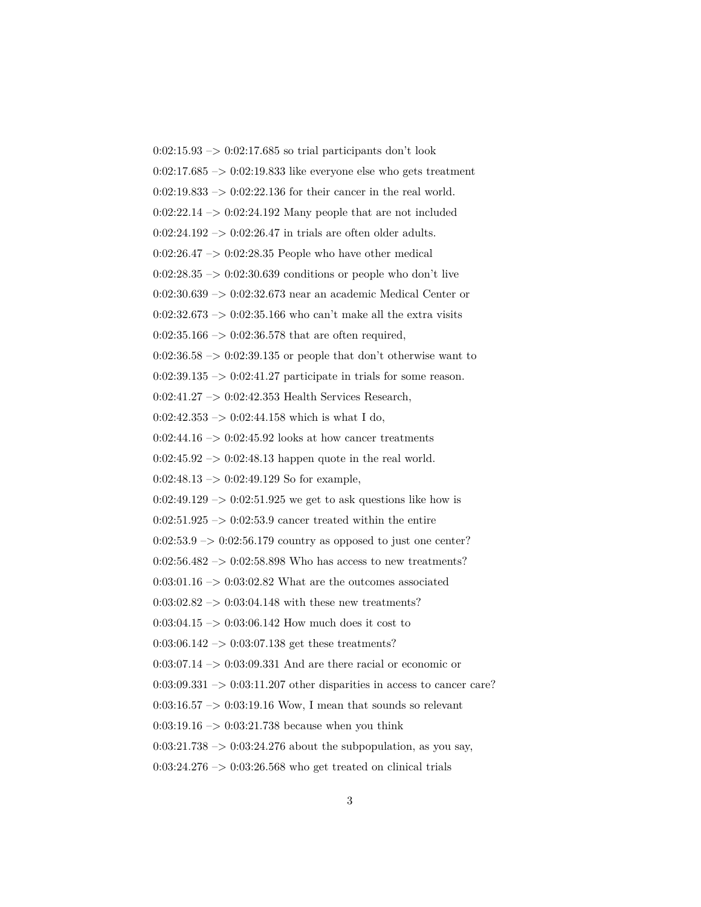0:02:15.93 –> 0:02:17.685 so trial participants don't look

0:02:17.685 –> 0:02:19.833 like everyone else who gets treatment

0:02:19.833 –> 0:02:22.136 for their cancer in the real world.

0:02:22.14 –> 0:02:24.192 Many people that are not included

0:02:24.192 –> 0:02:26.47 in trials are often older adults.

0:02:26.47 –> 0:02:28.35 People who have other medical

0:02:28.35 –> 0:02:30.639 conditions or people who don't live

0:02:30.639 –> 0:02:32.673 near an academic Medical Center or

0:02:32.673 –> 0:02:35.166 who can't make all the extra visits

0:02:35.166 –> 0:02:36.578 that are often required,

0:02:36.58 –> 0:02:39.135 or people that don't otherwise want to

0:02:39.135 –> 0:02:41.27 participate in trials for some reason.

0:02:41.27 –> 0:02:42.353 Health Services Research,

0:02:42.353 –> 0:02:44.158 which is what I do,

0:02:44.16 –> 0:02:45.92 looks at how cancer treatments

0:02:45.92 –> 0:02:48.13 happen quote in the real world.

0:02:48.13 –> 0:02:49.129 So for example,

0:02:49.129 –> 0:02:51.925 we get to ask questions like how is

0:02:51.925 –> 0:02:53.9 cancer treated within the entire

0:02:53.9 –> 0:02:56.179 country as opposed to just one center?

0:02:56.482 –> 0:02:58.898 Who has access to new treatments?

0:03:01.16 –> 0:03:02.82 What are the outcomes associated

0:03:02.82 –> 0:03:04.148 with these new treatments?

0:03:04.15 –> 0:03:06.142 How much does it cost to

0:03:06.142 –> 0:03:07.138 get these treatments?

0:03:07.14 –> 0:03:09.331 And are there racial or economic or

0:03:09.331 –> 0:03:11.207 other disparities in access to cancer care?

0:03:16.57 –> 0:03:19.16 Wow, I mean that sounds so relevant

0:03:19.16 –> 0:03:21.738 because when you think

0:03:21.738 –> 0:03:24.276 about the subpopulation, as you say,

0:03:24.276 –> 0:03:26.568 who get treated on clinical trials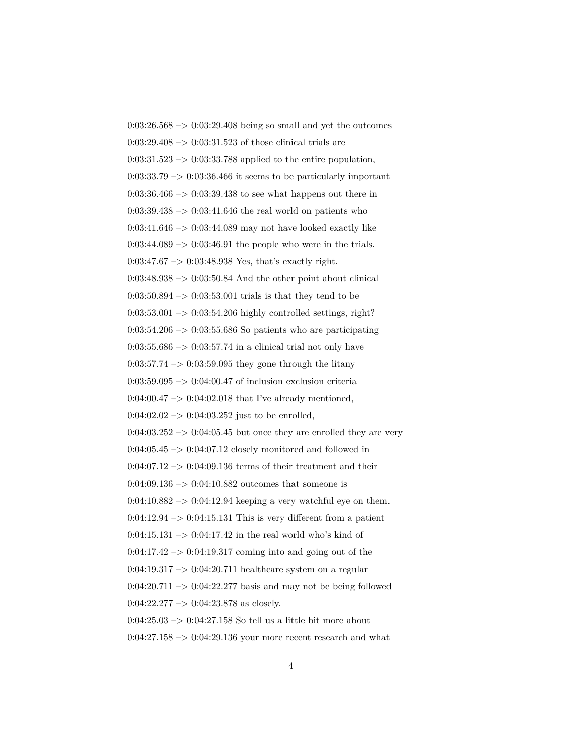0:03:26.568 –> 0:03:29.408 being so small and yet the outcomes

0:03:29.408 –> 0:03:31.523 of those clinical trials are

0:03:31.523 –> 0:03:33.788 applied to the entire population,

0:03:33.79 –> 0:03:36.466 it seems to be particularly important

0:03:36.466 –> 0:03:39.438 to see what happens out there in

0:03:39.438 –> 0:03:41.646 the real world on patients who

0:03:41.646 –> 0:03:44.089 may not have looked exactly like

0:03:44.089 –> 0:03:46.91 the people who were in the trials.

0:03:47.67 –> 0:03:48.938 Yes, that's exactly right.

0:03:48.938 –> 0:03:50.84 And the other point about clinical

0:03:50.894 –> 0:03:53.001 trials is that they tend to be

0:03:53.001 –> 0:03:54.206 highly controlled settings, right?

0:03:54.206 –> 0:03:55.686 So patients who are participating

0:03:55.686 –> 0:03:57.74 in a clinical trial not only have

0:03:57.74 –> 0:03:59.095 they gone through the litany

0:03:59.095 –> 0:04:00.47 of inclusion exclusion criteria

0:04:00.47 –> 0:04:02.018 that I've already mentioned,

0:04:02.02 –> 0:04:03.252 just to be enrolled,

0:04:03.252 –> 0:04:05.45 but once they are enrolled they are very

0:04:05.45 –> 0:04:07.12 closely monitored and followed in

0:04:07.12 –> 0:04:09.136 terms of their treatment and their

0:04:09.136 –> 0:04:10.882 outcomes that someone is

0:04:10.882 –> 0:04:12.94 keeping a very watchful eye on them.

0:04:12.94 –> 0:04:15.131 This is very different from a patient

0:04:15.131 –> 0:04:17.42 in the real world who's kind of

0:04:17.42 –> 0:04:19.317 coming into and going out of the

0:04:19.317 –> 0:04:20.711 healthcare system on a regular

0:04:20.711 –> 0:04:22.277 basis and may not be being followed

0:04:22.277 –> 0:04:23.878 as closely.

0:04:25.03 –> 0:04:27.158 So tell us a little bit more about

0:04:27.158 –> 0:04:29.136 your more recent research and what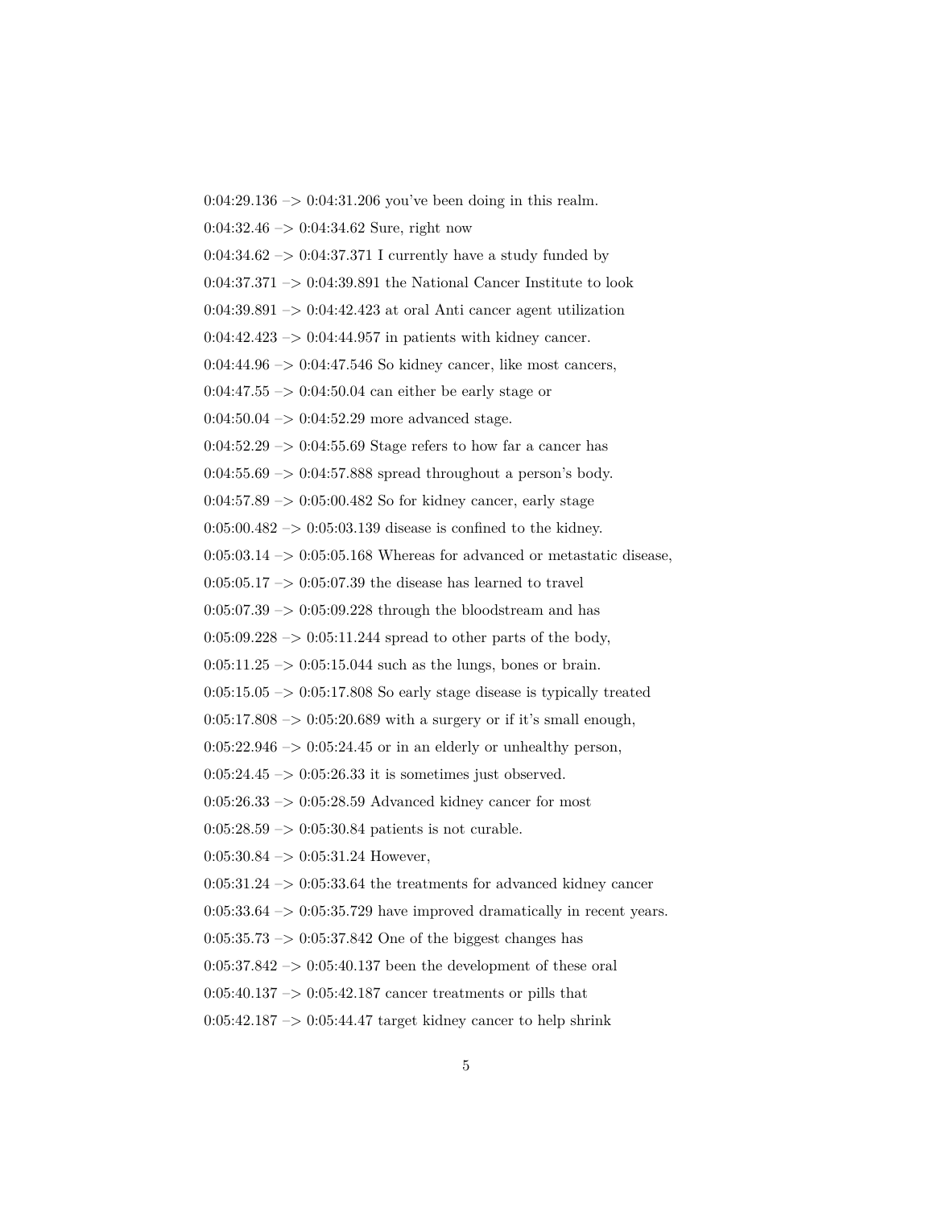0:04:29.136 –> 0:04:31.206 you've been doing in this realm.

0:04:32.46 –> 0:04:34.62 Sure, right now

0:04:34.62 –> 0:04:37.371 I currently have a study funded by

0:04:37.371 –> 0:04:39.891 the National Cancer Institute to look

0:04:39.891 –> 0:04:42.423 at oral Anti cancer agent utilization

0:04:42.423 –> 0:04:44.957 in patients with kidney cancer.

0:04:44.96 –> 0:04:47.546 So kidney cancer, like most cancers,

0:04:47.55 –> 0:04:50.04 can either be early stage or

0:04:50.04 –> 0:04:52.29 more advanced stage.

0:04:52.29 –> 0:04:55.69 Stage refers to how far a cancer has

0:04:55.69 –> 0:04:57.888 spread throughout a person's body.

0:04:57.89 –> 0:05:00.482 So for kidney cancer, early stage

0:05:00.482 –> 0:05:03.139 disease is confined to the kidney.

0:05:03.14 –> 0:05:05.168 Whereas for advanced or metastatic disease,

0:05:05.17 –> 0:05:07.39 the disease has learned to travel

0:05:07.39 –> 0:05:09.228 through the bloodstream and has

0:05:09.228 –> 0:05:11.244 spread to other parts of the body,

0:05:11.25 –> 0:05:15.044 such as the lungs, bones or brain.

0:05:15.05 –> 0:05:17.808 So early stage disease is typically treated

0:05:17.808 –> 0:05:20.689 with a surgery or if it's small enough,

0:05:22.946 –> 0:05:24.45 or in an elderly or unhealthy person,

0:05:24.45 –> 0:05:26.33 it is sometimes just observed.

0:05:26.33 –> 0:05:28.59 Advanced kidney cancer for most

0:05:28.59 –> 0:05:30.84 patients is not curable.

0:05:30.84 –> 0:05:31.24 However,

0:05:31.24 –> 0:05:33.64 the treatments for advanced kidney cancer

0:05:33.64 –> 0:05:35.729 have improved dramatically in recent years.

0:05:35.73 –> 0:05:37.842 One of the biggest changes has

0:05:37.842 –> 0:05:40.137 been the development of these oral

0:05:40.137 –> 0:05:42.187 cancer treatments or pills that

0:05:42.187 –> 0:05:44.47 target kidney cancer to help shrink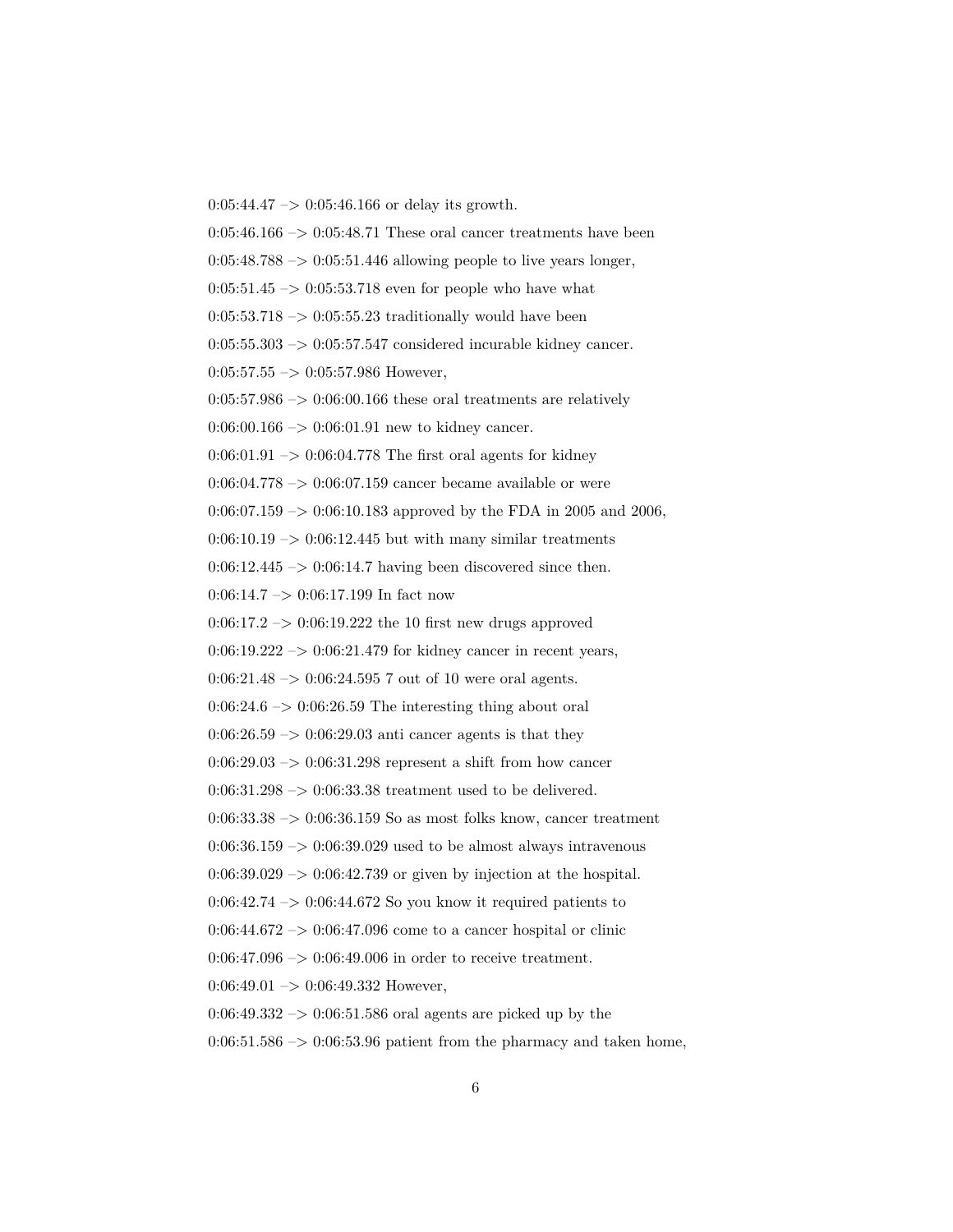0:05:44.47 –> 0:05:46.166 or delay its growth.

0:05:46.166 –> 0:05:48.71 These oral cancer treatments have been

0:05:48.788 –> 0:05:51.446 allowing people to live years longer,

0:05:51.45 –> 0:05:53.718 even for people who have what

0:05:53.718 –> 0:05:55.23 traditionally would have been

0:05:55.303 –> 0:05:57.547 considered incurable kidney cancer.

0:05:57.55 –> 0:05:57.986 However,

0:05:57.986 –> 0:06:00.166 these oral treatments are relatively

0:06:00.166 –> 0:06:01.91 new to kidney cancer.

0:06:01.91 –> 0:06:04.778 The first oral agents for kidney

0:06:04.778 –> 0:06:07.159 cancer became available or were

0:06:07.159 –> 0:06:10.183 approved by the FDA in 2005 and 2006,

0:06:10.19 –> 0:06:12.445 but with many similar treatments

0:06:12.445 –> 0:06:14.7 having been discovered since then.

0:06:14.7 –> 0:06:17.199 In fact now

0:06:17.2 –> 0:06:19.222 the 10 first new drugs approved

0:06:19.222 –> 0:06:21.479 for kidney cancer in recent years,

0:06:21.48 –> 0:06:24.595 7 out of 10 were oral agents.

0:06:24.6 –> 0:06:26.59 The interesting thing about oral

0:06:26.59 –> 0:06:29.03 anti cancer agents is that they

0:06:29.03 –> 0:06:31.298 represent a shift from how cancer

0:06:31.298 –> 0:06:33.38 treatment used to be delivered.

0:06:33.38 –> 0:06:36.159 So as most folks know, cancer treatment

0:06:36.159 –> 0:06:39.029 used to be almost always intravenous

0:06:39.029 –> 0:06:42.739 or given by injection at the hospital.

0:06:42.74 –> 0:06:44.672 So you know it required patients to

0:06:44.672 –> 0:06:47.096 come to a cancer hospital or clinic

0:06:47.096 –> 0:06:49.006 in order to receive treatment.

0:06:49.01 –> 0:06:49.332 However,

0:06:49.332 –> 0:06:51.586 oral agents are picked up by the

0:06:51.586 –> 0:06:53.96 patient from the pharmacy and taken home,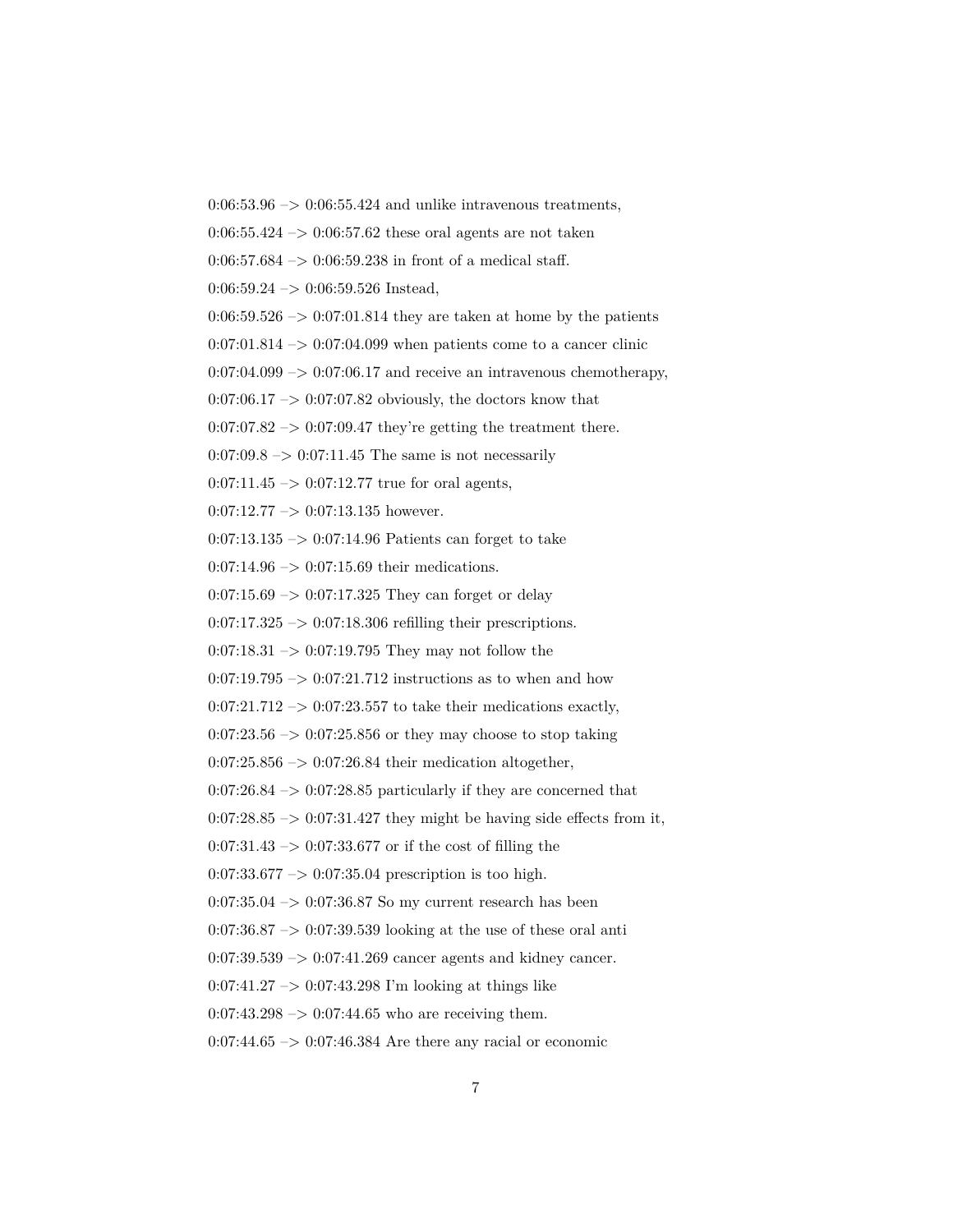0:06:53.96 –> 0:06:55.424 and unlike intravenous treatments,

0:06:55.424 –> 0:06:57.62 these oral agents are not taken

0:06:57.684 –> 0:06:59.238 in front of a medical staff.

0:06:59.24 –> 0:06:59.526 Instead,

0:06:59.526 –> 0:07:01.814 they are taken at home by the patients

0:07:01.814 –> 0:07:04.099 when patients come to a cancer clinic

0:07:04.099 –> 0:07:06.17 and receive an intravenous chemotherapy,

0:07:06.17 –> 0:07:07.82 obviously, the doctors know that

0:07:07.82 –> 0:07:09.47 they're getting the treatment there.

0:07:09.8 –> 0:07:11.45 The same is not necessarily

0:07:11.45 –> 0:07:12.77 true for oral agents,

0:07:12.77 –> 0:07:13.135 however.

0:07:13.135 –> 0:07:14.96 Patients can forget to take

0:07:14.96 –> 0:07:15.69 their medications.

0:07:15.69 –> 0:07:17.325 They can forget or delay

0:07:17.325 –> 0:07:18.306 refilling their prescriptions.

0:07:18.31 –> 0:07:19.795 They may not follow the

0:07:19.795 –> 0:07:21.712 instructions as to when and how

0:07:21.712 –> 0:07:23.557 to take their medications exactly,

0:07:23.56 –> 0:07:25.856 or they may choose to stop taking

0:07:25.856 –> 0:07:26.84 their medication altogether,

0:07:26.84 –> 0:07:28.85 particularly if they are concerned that

0:07:28.85 –> 0:07:31.427 they might be having side effects from it,

0:07:31.43 –> 0:07:33.677 or if the cost of filling the

0:07:33.677 –> 0:07:35.04 prescription is too high.

0:07:35.04 –> 0:07:36.87 So my current research has been

0:07:36.87 –> 0:07:39.539 looking at the use of these oral anti

0:07:39.539 –> 0:07:41.269 cancer agents and kidney cancer.

0:07:41.27 –> 0:07:43.298 I'm looking at things like

0:07:43.298 –> 0:07:44.65 who are receiving them.

0:07:44.65 –> 0:07:46.384 Are there any racial or economic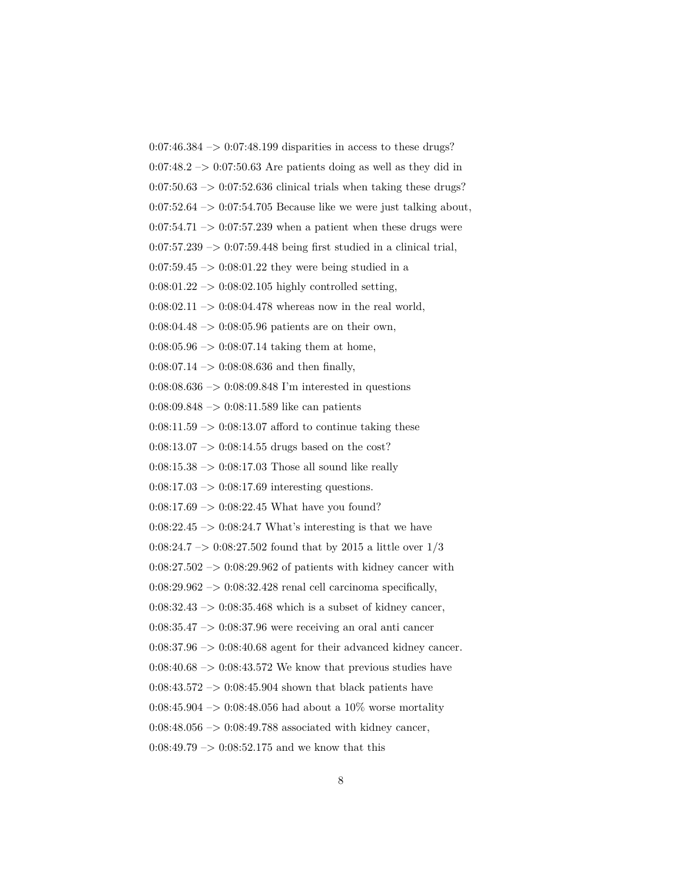0:07:46.384 –> 0:07:48.199 disparities in access to these drugs?

0:07:48.2 –> 0:07:50.63 Are patients doing as well as they did in

0:07:50.63 –> 0:07:52.636 clinical trials when taking these drugs?

0:07:52.64 –> 0:07:54.705 Because like we were just talking about,

0:07:54.71 –> 0:07:57.239 when a patient when these drugs were

0:07:57.239 –> 0:07:59.448 being first studied in a clinical trial,

0:07:59.45 –> 0:08:01.22 they were being studied in a

0:08:01.22 –> 0:08:02.105 highly controlled setting,

0:08:02.11 –> 0:08:04.478 whereas now in the real world,

0:08:04.48 –> 0:08:05.96 patients are on their own,

0:08:05.96 –> 0:08:07.14 taking them at home,

0:08:07.14 –> 0:08:08.636 and then finally,

0:08:08.636 –> 0:08:09.848 I'm interested in questions

0:08:09.848 –> 0:08:11.589 like can patients

0:08:11.59 –> 0:08:13.07 afford to continue taking these

0:08:13.07 –> 0:08:14.55 drugs based on the cost?

0:08:15.38 –> 0:08:17.03 Those all sound like really

0:08:17.03 –> 0:08:17.69 interesting questions.

0:08:17.69 –> 0:08:22.45 What have you found?

0:08:22.45 –> 0:08:24.7 What's interesting is that we have

0:08:24.7 –> 0:08:27.502 found that by 2015 a little over 1/3

0:08:27.502 –> 0:08:29.962 of patients with kidney cancer with

0:08:29.962 –> 0:08:32.428 renal cell carcinoma specifically,

0:08:32.43 –> 0:08:35.468 which is a subset of kidney cancer,

0:08:35.47 –> 0:08:37.96 were receiving an oral anti cancer

0:08:37.96 –> 0:08:40.68 agent for their advanced kidney cancer.

0:08:40.68 –> 0:08:43.572 We know that previous studies have

0:08:43.572 –> 0:08:45.904 shown that black patients have

0:08:45.904 –> 0:08:48.056 had about a 10% worse mortality

0:08:48.056 –> 0:08:49.788 associated with kidney cancer,

0:08:49.79 –> 0:08:52.175 and we know that this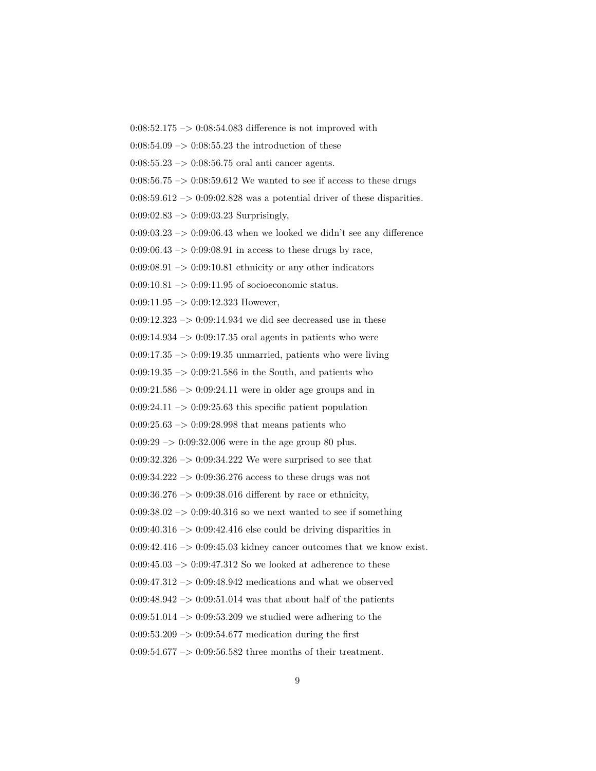0:08:52.175 –> 0:08:54.083 difference is not improved with

0:08:54.09 –> 0:08:55.23 the introduction of these

0:08:55.23 –> 0:08:56.75 oral anti cancer agents.

0:08:56.75 –> 0:08:59.612 We wanted to see if access to these drugs

0:08:59.612 –> 0:09:02.828 was a potential driver of these disparities.

0:09:02.83 –> 0:09:03.23 Surprisingly,

0:09:03.23 –> 0:09:06.43 when we looked we didn't see any difference

0:09:06.43 –> 0:09:08.91 in access to these drugs by race,

0:09:08.91 –> 0:09:10.81 ethnicity or any other indicators

0:09:10.81 –> 0:09:11.95 of socioeconomic status.

0:09:11.95 –> 0:09:12.323 However,

0:09:12.323 –> 0:09:14.934 we did see decreased use in these

0:09:14.934 –> 0:09:17.35 oral agents in patients who were

0:09:17.35 –> 0:09:19.35 unmarried, patients who were living

0:09:19.35 –> 0:09:21.586 in the South, and patients who

0:09:21.586 –> 0:09:24.11 were in older age groups and in

0:09:24.11 –> 0:09:25.63 this specific patient population

0:09:25.63 –> 0:09:28.998 that means patients who

0:09:29 –> 0:09:32.006 were in the age group 80 plus.

0:09:32.326 –> 0:09:34.222 We were surprised to see that

0:09:34.222 –> 0:09:36.276 access to these drugs was not

0:09:36.276 –> 0:09:38.016 different by race or ethnicity,

0:09:38.02 –> 0:09:40.316 so we next wanted to see if something

0:09:40.316 –> 0:09:42.416 else could be driving disparities in

0:09:42.416 –> 0:09:45.03 kidney cancer outcomes that we know exist.

0:09:45.03 –> 0:09:47.312 So we looked at adherence to these

0:09:47.312 –> 0:09:48.942 medications and what we observed

0:09:48.942 –> 0:09:51.014 was that about half of the patients

0:09:51.014 –> 0:09:53.209 we studied were adhering to the

0:09:53.209 –> 0:09:54.677 medication during the first

0:09:54.677 –> 0:09:56.582 three months of their treatment.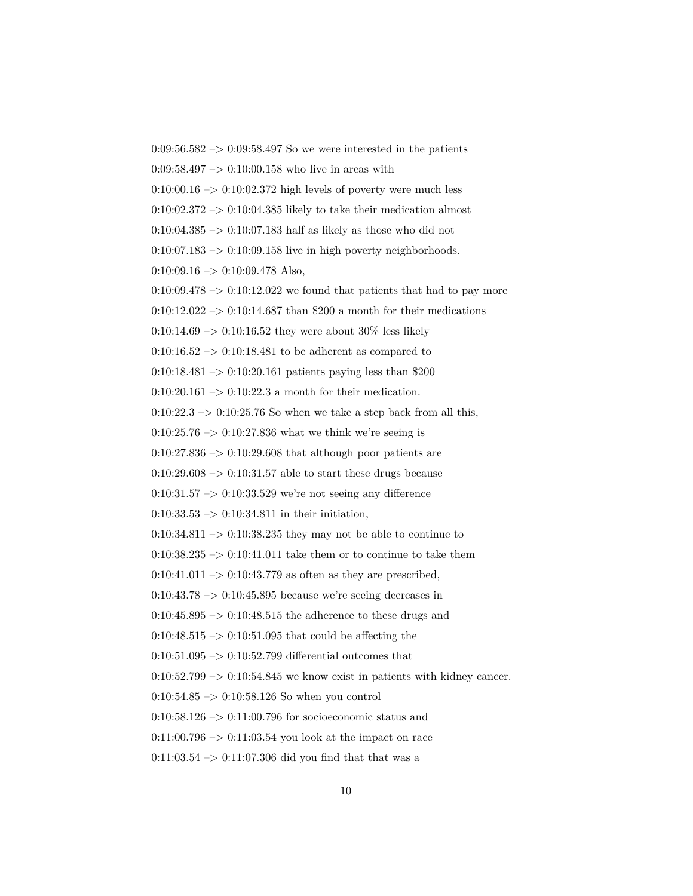0:09:56.582 –> 0:09:58.497 So we were interested in the patients

0:09:58.497 –> 0:10:00.158 who live in areas with

0:10:00.16 –> 0:10:02.372 high levels of poverty were much less

0:10:02.372 –> 0:10:04.385 likely to take their medication almost

0:10:04.385 –> 0:10:07.183 half as likely as those who did not

0:10:07.183 –> 0:10:09.158 live in high poverty neighborhoods.

0:10:09.16 –> 0:10:09.478 Also,

0:10:09.478 –> 0:10:12.022 we found that patients that had to pay more

0:10:12.022 –> 0:10:14.687 than $200 a month for their medications

0:10:14.69 –> 0:10:16.52 they were about 30% less likely

0:10:16.52 –> 0:10:18.481 to be adherent as compared to

0:10:18.481 –> 0:10:20.161 patients paying less than $200

0:10:20.161 –> 0:10:22.3 a month for their medication.

0:10:22.3 –> 0:10:25.76 So when we take a step back from all this,

0:10:25.76 –> 0:10:27.836 what we think we're seeing is

0:10:27.836 –> 0:10:29.608 that although poor patients are

0:10:29.608 –> 0:10:31.57 able to start these drugs because

0:10:31.57 –> 0:10:33.529 we're not seeing any difference

0:10:33.53 –> 0:10:34.811 in their initiation,

0:10:34.811 –> 0:10:38.235 they may not be able to continue to

0:10:38.235 –> 0:10:41.011 take them or to continue to take them

0:10:41.011 –> 0:10:43.779 as often as they are prescribed,

0:10:43.78 –> 0:10:45.895 because we're seeing decreases in

0:10:45.895 –> 0:10:48.515 the adherence to these drugs and

0:10:48.515 –> 0:10:51.095 that could be affecting the

0:10:51.095 –> 0:10:52.799 differential outcomes that

0:10:52.799 –> 0:10:54.845 we know exist in patients with kidney cancer.

0:10:54.85 –> 0:10:58.126 So when you control

0:10:58.126 –> 0:11:00.796 for socioeconomic status and

0:11:00.796 –> 0:11:03.54 you look at the impact on race

0:11:03.54 –> 0:11:07.306 did you find that that was a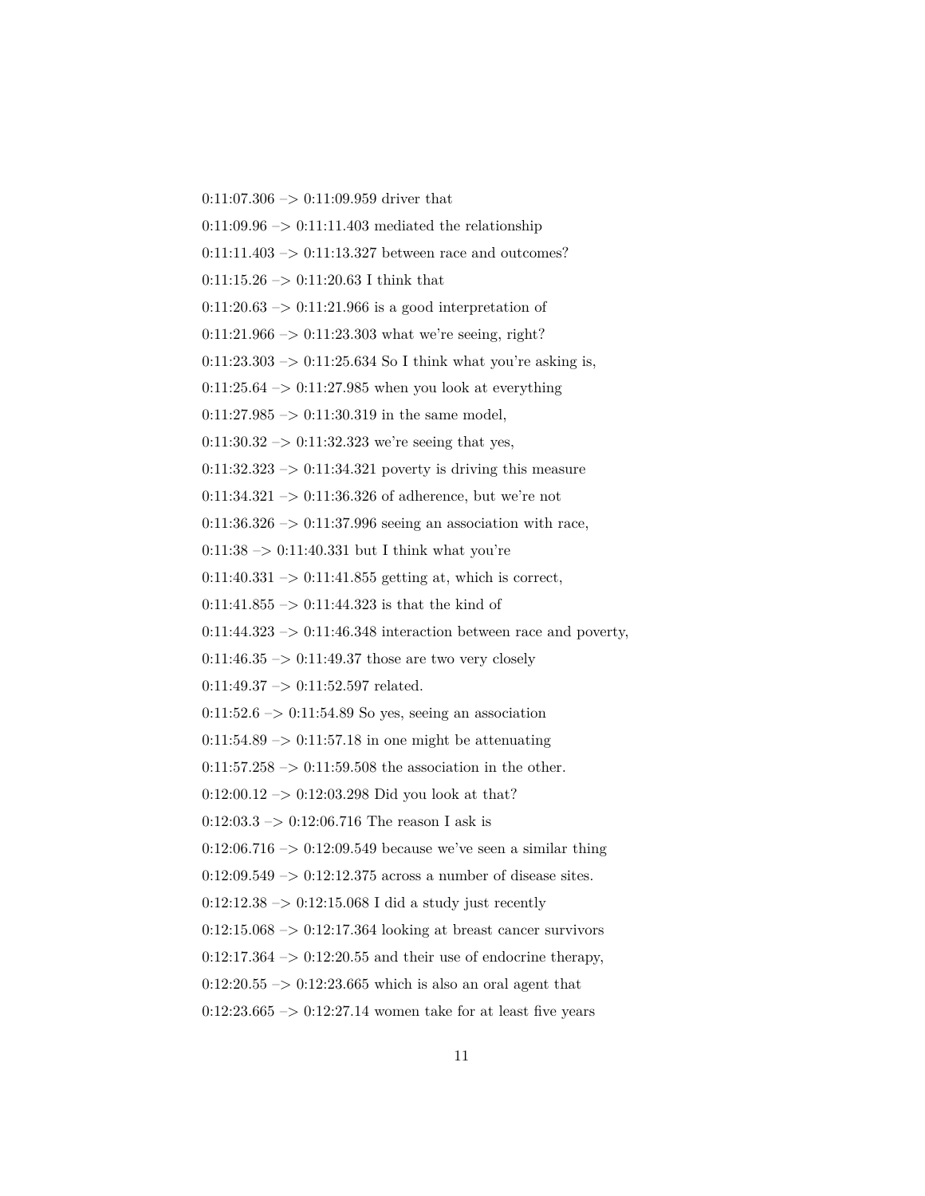0:11:07.306 –> 0:11:09.959 driver that

0:11:09.96 –> 0:11:11.403 mediated the relationship

0:11:11.403 –> 0:11:13.327 between race and outcomes?

0:11:15.26 –> 0:11:20.63 I think that

0:11:20.63 –> 0:11:21.966 is a good interpretation of

0:11:21.966 –> 0:11:23.303 what we're seeing, right?

0:11:23.303 –> 0:11:25.634 So I think what you're asking is,

0:11:25.64 –> 0:11:27.985 when you look at everything

0:11:27.985 –> 0:11:30.319 in the same model,

0:11:30.32 –> 0:11:32.323 we're seeing that yes,

0:11:32.323 –> 0:11:34.321 poverty is driving this measure

0:11:34.321 –> 0:11:36.326 of adherence, but we're not

0:11:36.326 –> 0:11:37.996 seeing an association with race,

0:11:38 –> 0:11:40.331 but I think what you're

0:11:40.331 –> 0:11:41.855 getting at, which is correct,

0:11:41.855 –> 0:11:44.323 is that the kind of

0:11:44.323 –> 0:11:46.348 interaction between race and poverty,

0:11:46.35 –> 0:11:49.37 those are two very closely

0:11:49.37 –> 0:11:52.597 related.

0:11:52.6 –> 0:11:54.89 So yes, seeing an association

0:11:54.89 –> 0:11:57.18 in one might be attenuating

0:11:57.258 –> 0:11:59.508 the association in the other.

0:12:00.12 –> 0:12:03.298 Did you look at that?

0:12:03.3 –> 0:12:06.716 The reason I ask is

0:12:06.716 –> 0:12:09.549 because we've seen a similar thing

0:12:09.549 –> 0:12:12.375 across a number of disease sites.

0:12:12.38 –> 0:12:15.068 I did a study just recently

0:12:15.068 –> 0:12:17.364 looking at breast cancer survivors

0:12:17.364 –> 0:12:20.55 and their use of endocrine therapy,

0:12:20.55 –> 0:12:23.665 which is also an oral agent that

0:12:23.665 –> 0:12:27.14 women take for at least five years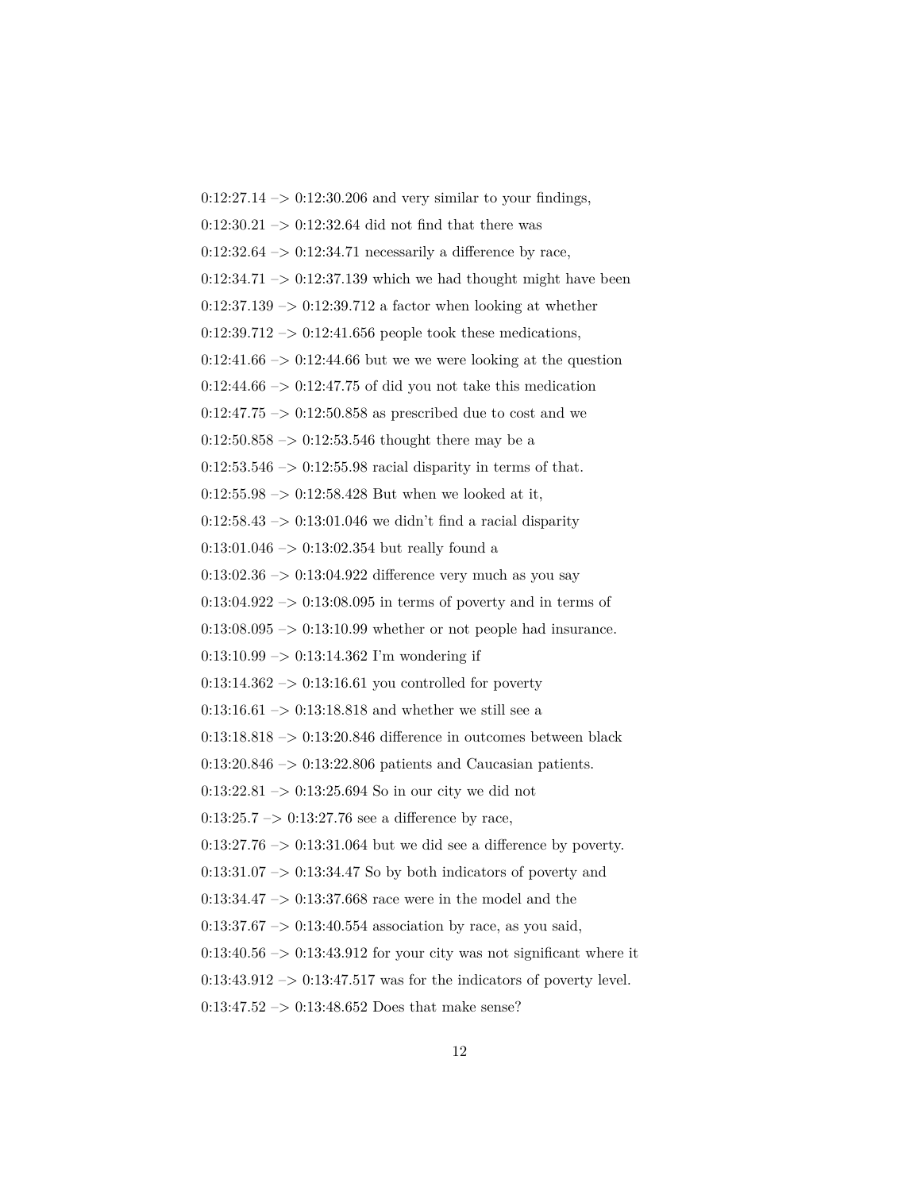0:12:27.14 –> 0:12:30.206 and very similar to your findings,

0:12:30.21 –> 0:12:32.64 did not find that there was

0:12:32.64 –> 0:12:34.71 necessarily a difference by race,

0:12:34.71 –> 0:12:37.139 which we had thought might have been

0:12:37.139 –> 0:12:39.712 a factor when looking at whether

0:12:39.712 –> 0:12:41.656 people took these medications,

0:12:41.66 –> 0:12:44.66 but we we were looking at the question

0:12:44.66 –> 0:12:47.75 of did you not take this medication

0:12:47.75 –> 0:12:50.858 as prescribed due to cost and we

0:12:50.858 –> 0:12:53.546 thought there may be a

0:12:53.546 –> 0:12:55.98 racial disparity in terms of that.

0:12:55.98 –> 0:12:58.428 But when we looked at it,

0:12:58.43 –> 0:13:01.046 we didn't find a racial disparity

0:13:01.046 –> 0:13:02.354 but really found a

0:13:02.36 –> 0:13:04.922 difference very much as you say

0:13:04.922 –> 0:13:08.095 in terms of poverty and in terms of

0:13:08.095 –> 0:13:10.99 whether or not people had insurance.

0:13:10.99 –> 0:13:14.362 I'm wondering if

0:13:14.362 –> 0:13:16.61 you controlled for poverty

0:13:16.61 –> 0:13:18.818 and whether we still see a

0:13:18.818 –> 0:13:20.846 difference in outcomes between black

0:13:20.846 –> 0:13:22.806 patients and Caucasian patients.

0:13:22.81 –> 0:13:25.694 So in our city we did not

0:13:25.7 –> 0:13:27.76 see a difference by race,

0:13:27.76 –> 0:13:31.064 but we did see a difference by poverty.

0:13:31.07 –> 0:13:34.47 So by both indicators of poverty and

0:13:34.47 –> 0:13:37.668 race were in the model and the

0:13:37.67 –> 0:13:40.554 association by race, as you said,

0:13:40.56 –> 0:13:43.912 for your city was not significant where it

0:13:43.912 –> 0:13:47.517 was for the indicators of poverty level.

0:13:47.52 –> 0:13:48.652 Does that make sense?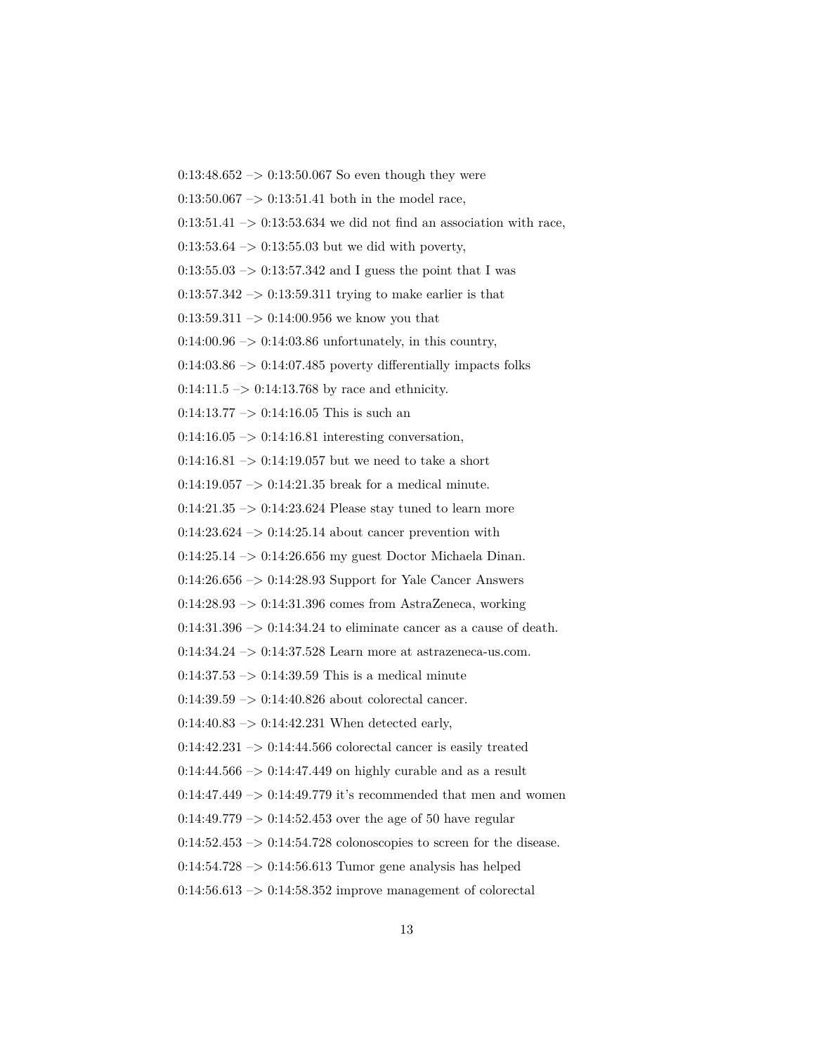0:13:48.652 –> 0:13:50.067 So even though they were

0:13:50.067 –> 0:13:51.41 both in the model race,

0:13:51.41 –> 0:13:53.634 we did not find an association with race,

0:13:53.64 –> 0:13:55.03 but we did with poverty,

0:13:55.03 –> 0:13:57.342 and I guess the point that I was

0:13:57.342 –> 0:13:59.311 trying to make earlier is that

0:13:59.311 –> 0:14:00.956 we know you that

0:14:00.96 –> 0:14:03.86 unfortunately, in this country,

0:14:03.86 –> 0:14:07.485 poverty differentially impacts folks

0:14:11.5 –> 0:14:13.768 by race and ethnicity.

0:14:13.77 –> 0:14:16.05 This is such an

0:14:16.05 –> 0:14:16.81 interesting conversation,

0:14:16.81 –> 0:14:19.057 but we need to take a short

0:14:19.057 –> 0:14:21.35 break for a medical minute.

0:14:21.35 –> 0:14:23.624 Please stay tuned to learn more

0:14:23.624 –> 0:14:25.14 about cancer prevention with

0:14:25.14 –> 0:14:26.656 my guest Doctor Michaela Dinan.

0:14:26.656 –> 0:14:28.93 Support for Yale Cancer Answers

0:14:28.93 –> 0:14:31.396 comes from AstraZeneca, working

0:14:31.396 –> 0:14:34.24 to eliminate cancer as a cause of death.

0:14:34.24 –> 0:14:37.528 Learn more at astrazeneca-us.com.

0:14:37.53 –> 0:14:39.59 This is a medical minute

0:14:39.59 –> 0:14:40.826 about colorectal cancer.

0:14:40.83 –> 0:14:42.231 When detected early,

0:14:42.231 –> 0:14:44.566 colorectal cancer is easily treated

0:14:44.566 –> 0:14:47.449 on highly curable and as a result

0:14:47.449 –> 0:14:49.779 it's recommended that men and women

0:14:49.779 –> 0:14:52.453 over the age of 50 have regular

0:14:52.453 –> 0:14:54.728 colonoscopies to screen for the disease.

0:14:54.728 –> 0:14:56.613 Tumor gene analysis has helped

0:14:56.613 –> 0:14:58.352 improve management of colorectal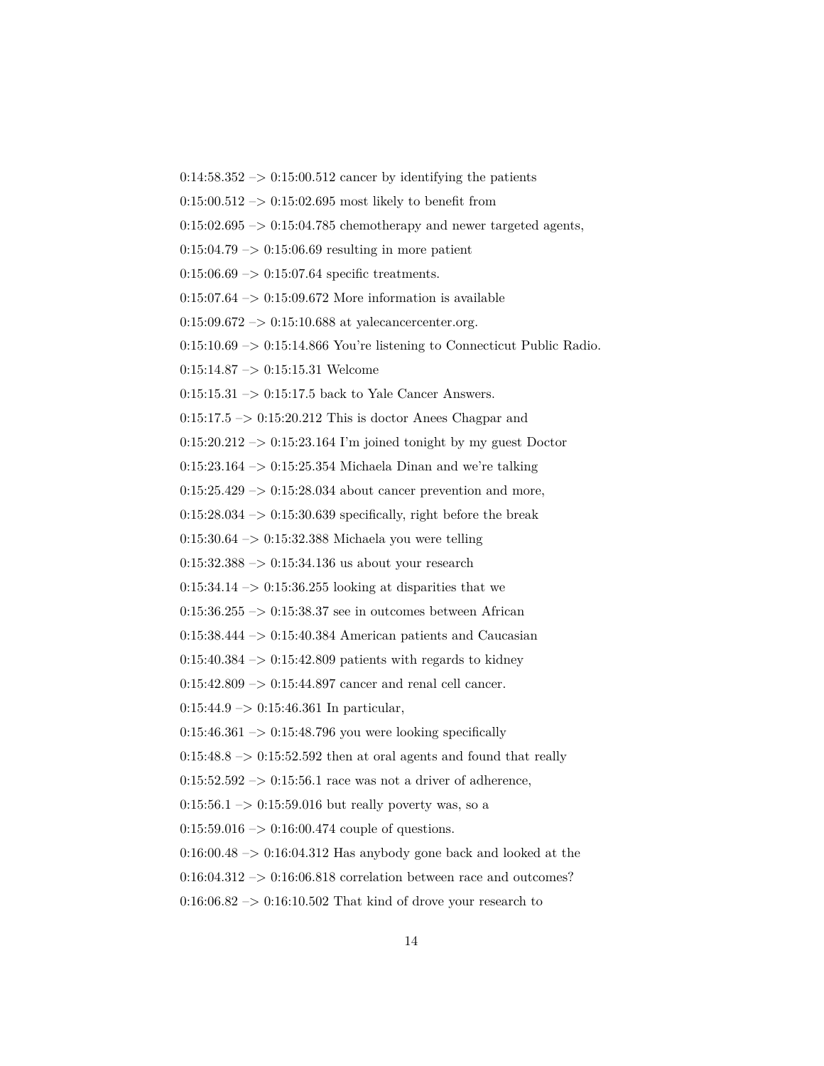0:14:58.352 –> 0:15:00.512 cancer by identifying the patients

0:15:00.512 –> 0:15:02.695 most likely to benefit from

0:15:02.695 –> 0:15:04.785 chemotherapy and newer targeted agents,

0:15:04.79 –> 0:15:06.69 resulting in more patient

0:15:06.69 –> 0:15:07.64 specific treatments.

0:15:07.64 –> 0:15:09.672 More information is available

0:15:09.672 –> 0:15:10.688 at yalecancercenter.org.

0:15:10.69 –> 0:15:14.866 You're listening to Connecticut Public Radio.

0:15:14.87 –> 0:15:15.31 Welcome

0:15:15.31 –> 0:15:17.5 back to Yale Cancer Answers.

0:15:17.5 –> 0:15:20.212 This is doctor Anees Chagpar and

0:15:20.212 –> 0:15:23.164 I'm joined tonight by my guest Doctor

0:15:23.164 –> 0:15:25.354 Michaela Dinan and we're talking

0:15:25.429 –> 0:15:28.034 about cancer prevention and more,

0:15:28.034 –> 0:15:30.639 specifically, right before the break

0:15:30.64 –> 0:15:32.388 Michaela you were telling

0:15:32.388 –> 0:15:34.136 us about your research

0:15:34.14 –> 0:15:36.255 looking at disparities that we

0:15:36.255 –> 0:15:38.37 see in outcomes between African

0:15:38.444 –> 0:15:40.384 American patients and Caucasian

0:15:40.384 –> 0:15:42.809 patients with regards to kidney

0:15:42.809 –> 0:15:44.897 cancer and renal cell cancer.

0:15:44.9 –> 0:15:46.361 In particular,

0:15:46.361 –> 0:15:48.796 you were looking specifically

0:15:48.8 –> 0:15:52.592 then at oral agents and found that really

0:15:52.592 –> 0:15:56.1 race was not a driver of adherence,

0:15:56.1 –> 0:15:59.016 but really poverty was, so a

0:15:59.016 –> 0:16:00.474 couple of questions.

0:16:00.48 –> 0:16:04.312 Has anybody gone back and looked at the

0:16:04.312 –> 0:16:06.818 correlation between race and outcomes?

0:16:06.82 –> 0:16:10.502 That kind of drove your research to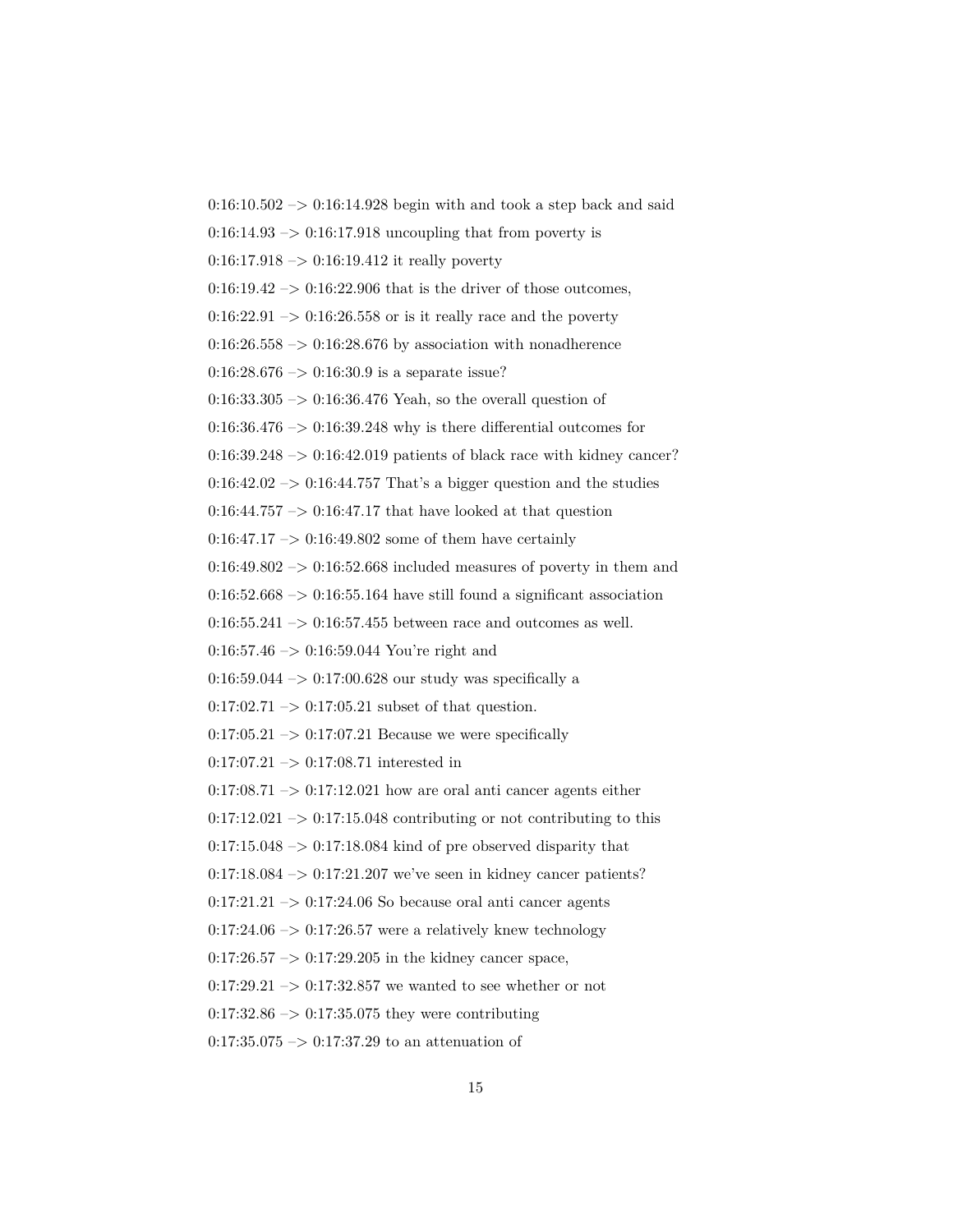0:16:10.502 –> 0:16:14.928 begin with and took a step back and said

0:16:14.93 –> 0:16:17.918 uncoupling that from poverty is

0:16:17.918 –> 0:16:19.412 it really poverty

0:16:19.42 –> 0:16:22.906 that is the driver of those outcomes,

0:16:22.91 –> 0:16:26.558 or is it really race and the poverty

0:16:26.558 –> 0:16:28.676 by association with nonadherence

0:16:28.676 –> 0:16:30.9 is a separate issue?

0:16:33.305 –> 0:16:36.476 Yeah, so the overall question of

0:16:36.476 –> 0:16:39.248 why is there differential outcomes for

0:16:39.248 –> 0:16:42.019 patients of black race with kidney cancer?

0:16:42.02 –> 0:16:44.757 That's a bigger question and the studies

0:16:44.757 –> 0:16:47.17 that have looked at that question

0:16:47.17 –> 0:16:49.802 some of them have certainly

0:16:49.802 –> 0:16:52.668 included measures of poverty in them and

0:16:52.668 –> 0:16:55.164 have still found a significant association

0:16:55.241 –> 0:16:57.455 between race and outcomes as well.

0:16:57.46 –> 0:16:59.044 You're right and

0:16:59.044 –> 0:17:00.628 our study was specifically a

0:17:02.71 –> 0:17:05.21 subset of that question.

0:17:05.21 –> 0:17:07.21 Because we were specifically

0:17:07.21 –> 0:17:08.71 interested in

0:17:08.71 –> 0:17:12.021 how are oral anti cancer agents either

0:17:12.021 –> 0:17:15.048 contributing or not contributing to this

0:17:15.048 –> 0:17:18.084 kind of pre observed disparity that

0:17:18.084 –> 0:17:21.207 we've seen in kidney cancer patients?

0:17:21.21 –> 0:17:24.06 So because oral anti cancer agents

0:17:24.06 –> 0:17:26.57 were a relatively knew technology

0:17:26.57 –> 0:17:29.205 in the kidney cancer space,

0:17:29.21 –> 0:17:32.857 we wanted to see whether or not

0:17:32.86 –> 0:17:35.075 they were contributing

0:17:35.075 –> 0:17:37.29 to an attenuation of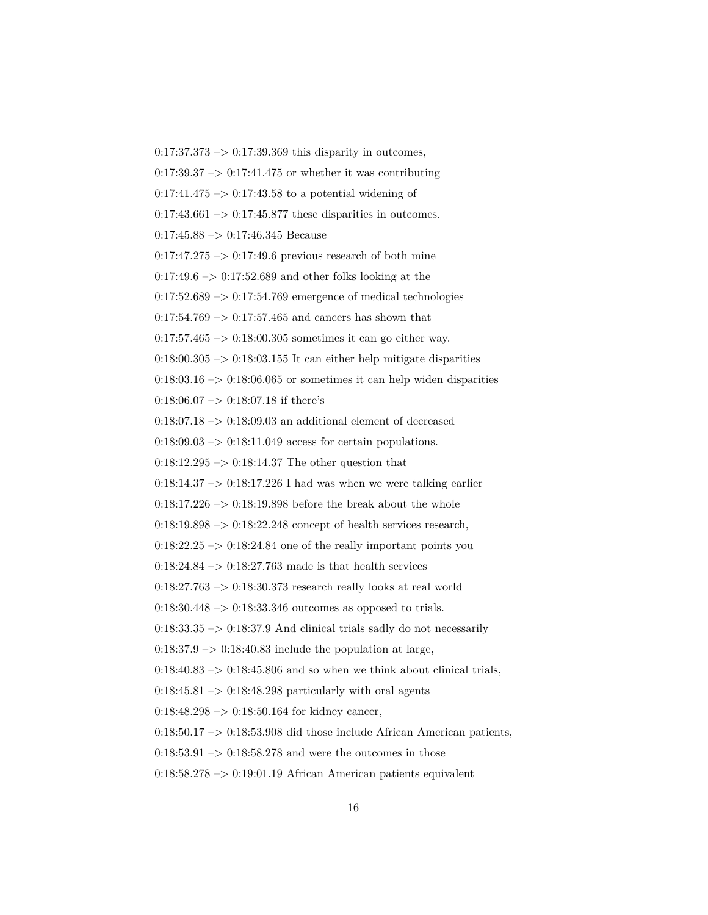0:17:37.373 –> 0:17:39.369 this disparity in outcomes,

0:17:39.37 –> 0:17:41.475 or whether it was contributing

0:17:41.475 –> 0:17:43.58 to a potential widening of

0:17:43.661 –> 0:17:45.877 these disparities in outcomes.

0:17:45.88 –> 0:17:46.345 Because

0:17:47.275 –> 0:17:49.6 previous research of both mine

0:17:49.6 –> 0:17:52.689 and other folks looking at the

0:17:52.689 –> 0:17:54.769 emergence of medical technologies

0:17:54.769 –> 0:17:57.465 and cancers has shown that

0:17:57.465 –> 0:18:00.305 sometimes it can go either way.

0:18:00.305 –> 0:18:03.155 It can either help mitigate disparities

0:18:03.16 –> 0:18:06.065 or sometimes it can help widen disparities

0:18:06.07 –> 0:18:07.18 if there's

0:18:07.18 –> 0:18:09.03 an additional element of decreased

0:18:09.03 –> 0:18:11.049 access for certain populations.

0:18:12.295 –> 0:18:14.37 The other question that

0:18:14.37 –> 0:18:17.226 I had was when we were talking earlier

0:18:17.226 –> 0:18:19.898 before the break about the whole

0:18:19.898 –> 0:18:22.248 concept of health services research,

0:18:22.25 –> 0:18:24.84 one of the really important points you

0:18:24.84 –> 0:18:27.763 made is that health services

0:18:27.763 –> 0:18:30.373 research really looks at real world

0:18:30.448 –> 0:18:33.346 outcomes as opposed to trials.

0:18:33.35 –> 0:18:37.9 And clinical trials sadly do not necessarily

0:18:37.9 –> 0:18:40.83 include the population at large,

0:18:40.83 –> 0:18:45.806 and so when we think about clinical trials,

0:18:45.81 –> 0:18:48.298 particularly with oral agents

0:18:48.298 –> 0:18:50.164 for kidney cancer,

0:18:50.17 –> 0:18:53.908 did those include African American patients,

0:18:53.91 –> 0:18:58.278 and were the outcomes in those

0:18:58.278 –> 0:19:01.19 African American patients equivalent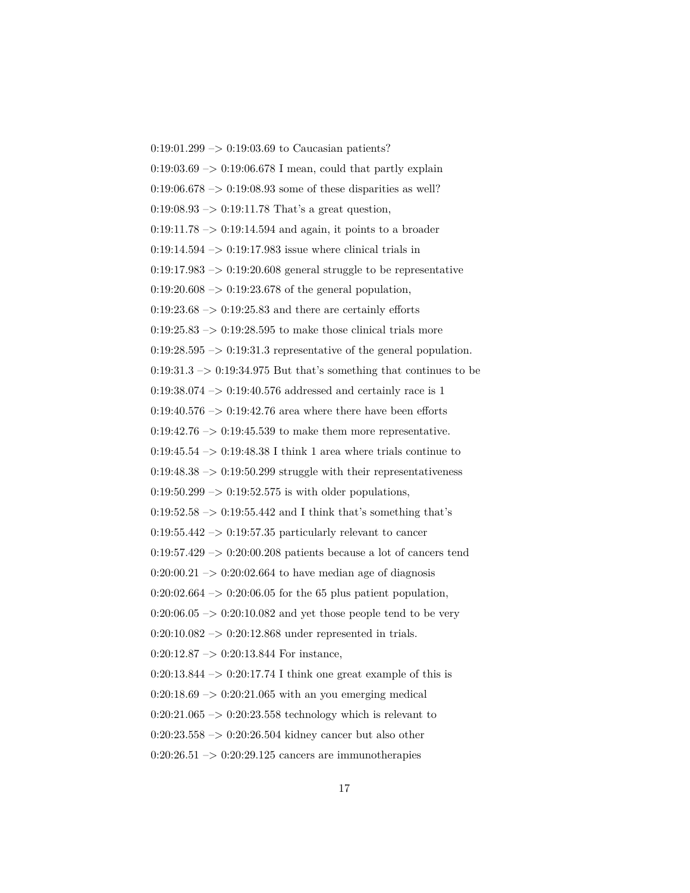0:19:01.299 –> 0:19:03.69 to Caucasian patients?

0:19:03.69 –> 0:19:06.678 I mean, could that partly explain

0:19:06.678 –> 0:19:08.93 some of these disparities as well?

0:19:08.93 –> 0:19:11.78 That's a great question,

0:19:11.78 –> 0:19:14.594 and again, it points to a broader

0:19:14.594 –> 0:19:17.983 issue where clinical trials in

0:19:17.983 –> 0:19:20.608 general struggle to be representative

0:19:20.608 –> 0:19:23.678 of the general population,

0:19:23.68 –> 0:19:25.83 and there are certainly efforts

0:19:25.83 –> 0:19:28.595 to make those clinical trials more

0:19:28.595 –> 0:19:31.3 representative of the general population.

0:19:31.3 –> 0:19:34.975 But that's something that continues to be

0:19:38.074 –> 0:19:40.576 addressed and certainly race is 1

0:19:40.576 –> 0:19:42.76 area where there have been efforts

0:19:42.76 –> 0:19:45.539 to make them more representative.

0:19:45.54 –> 0:19:48.38 I think 1 area where trials continue to

0:19:48.38 –> 0:19:50.299 struggle with their representativeness

0:19:50.299 –> 0:19:52.575 is with older populations,

0:19:52.58 –> 0:19:55.442 and I think that's something that's

0:19:55.442 –> 0:19:57.35 particularly relevant to cancer

0:19:57.429 –> 0:20:00.208 patients because a lot of cancers tend

0:20:00.21 –> 0:20:02.664 to have median age of diagnosis

0:20:02.664 –> 0:20:06.05 for the 65 plus patient population,

0:20:06.05 –> 0:20:10.082 and yet those people tend to be very

0:20:10.082 –> 0:20:12.868 under represented in trials.

0:20:12.87 –> 0:20:13.844 For instance,

0:20:13.844 –> 0:20:17.74 I think one great example of this is

0:20:18.69 –> 0:20:21.065 with an you emerging medical

0:20:21.065 –> 0:20:23.558 technology which is relevant to

0:20:23.558 –> 0:20:26.504 kidney cancer but also other

0:20:26.51 –> 0:20:29.125 cancers are immunotherapies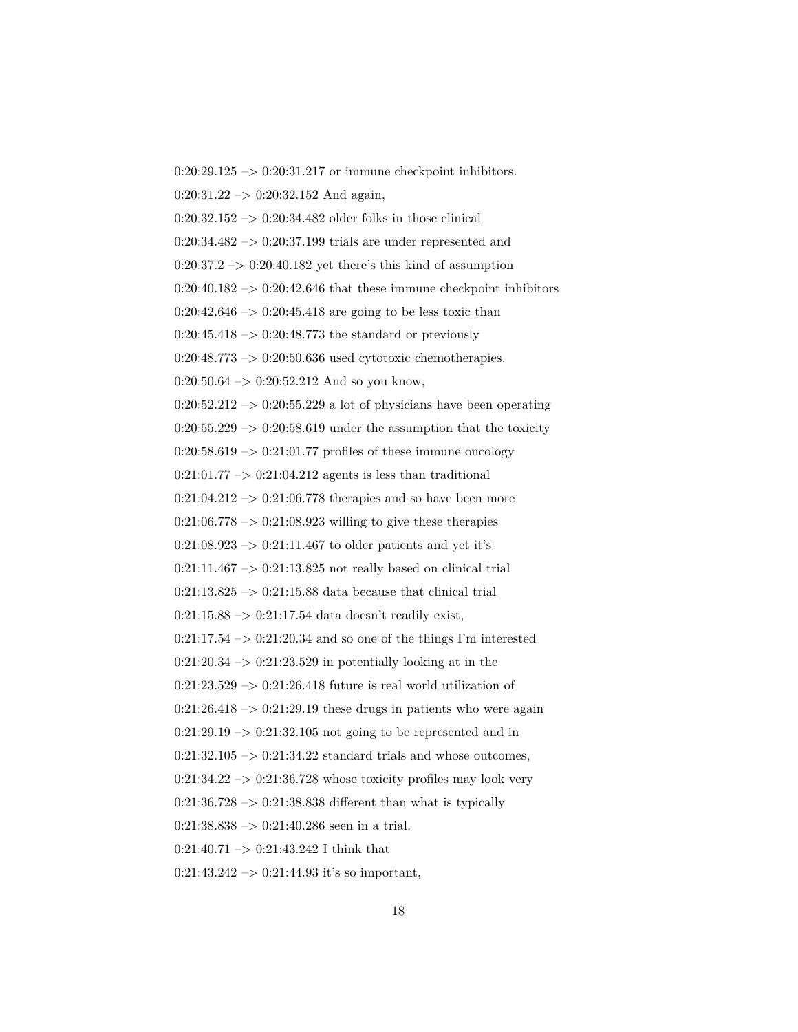0:20:29.125 –> 0:20:31.217 or immune checkpoint inhibitors.

0:20:31.22 –> 0:20:32.152 And again,

0:20:32.152 –> 0:20:34.482 older folks in those clinical

0:20:34.482 –> 0:20:37.199 trials are under represented and

0:20:37.2 –> 0:20:40.182 yet there's this kind of assumption

0:20:40.182 –> 0:20:42.646 that these immune checkpoint inhibitors

0:20:42.646 –> 0:20:45.418 are going to be less toxic than

0:20:45.418 –> 0:20:48.773 the standard or previously

0:20:48.773 –> 0:20:50.636 used cytotoxic chemotherapies.

0:20:50.64 –> 0:20:52.212 And so you know,

0:20:52.212 –> 0:20:55.229 a lot of physicians have been operating

0:20:55.229 –> 0:20:58.619 under the assumption that the toxicity

0:20:58.619 –> 0:21:01.77 profiles of these immune oncology

0:21:01.77 –> 0:21:04.212 agents is less than traditional

0:21:04.212 –> 0:21:06.778 therapies and so have been more

0:21:06.778 –> 0:21:08.923 willing to give these therapies

0:21:08.923 –> 0:21:11.467 to older patients and yet it's

0:21:11.467 –> 0:21:13.825 not really based on clinical trial

0:21:13.825 –> 0:21:15.88 data because that clinical trial

0:21:15.88 –> 0:21:17.54 data doesn't readily exist,

0:21:17.54 –> 0:21:20.34 and so one of the things I'm interested

0:21:20.34 –> 0:21:23.529 in potentially looking at in the

0:21:23.529 –> 0:21:26.418 future is real world utilization of

0:21:26.418 –> 0:21:29.19 these drugs in patients who were again

0:21:29.19 –> 0:21:32.105 not going to be represented and in

0:21:32.105 –> 0:21:34.22 standard trials and whose outcomes,

0:21:34.22 –> 0:21:36.728 whose toxicity profiles may look very

0:21:36.728 –> 0:21:38.838 different than what is typically

0:21:38.838 –> 0:21:40.286 seen in a trial.

0:21:40.71 –> 0:21:43.242 I think that

0:21:43.242 –> 0:21:44.93 it's so important,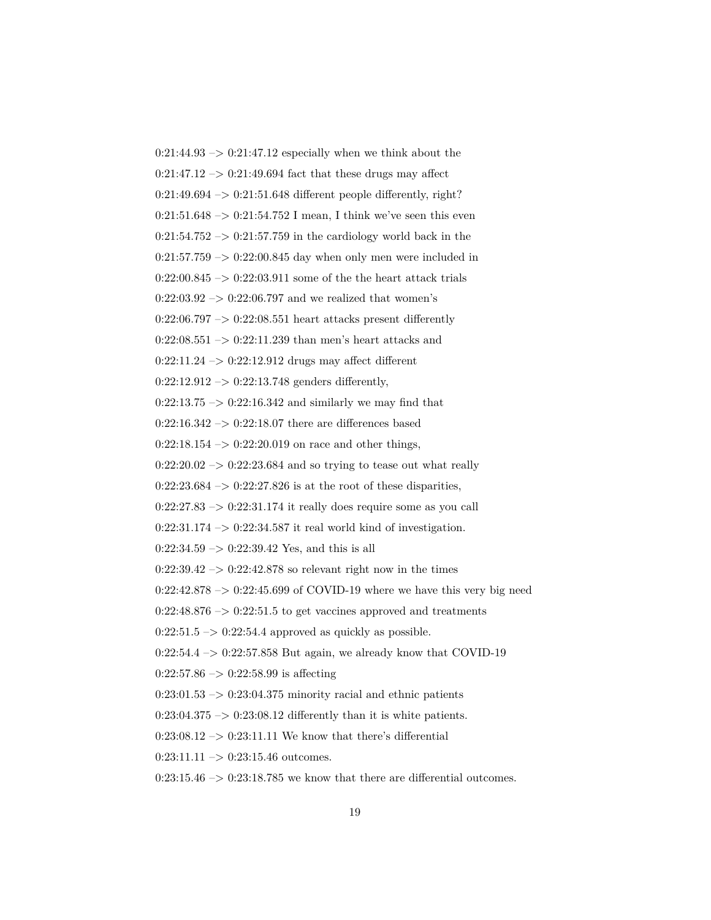0:21:44.93 –> 0:21:47.12 especially when we think about the

0:21:47.12 –> 0:21:49.694 fact that these drugs may affect

0:21:49.694 –> 0:21:51.648 different people differently, right?

0:21:51.648 –> 0:21:54.752 I mean, I think we've seen this even

0:21:54.752 –> 0:21:57.759 in the cardiology world back in the

0:21:57.759 –> 0:22:00.845 day when only men were included in

0:22:00.845 –> 0:22:03.911 some of the the heart attack trials

0:22:03.92 –> 0:22:06.797 and we realized that women's

0:22:06.797 –> 0:22:08.551 heart attacks present differently

0:22:08.551 –> 0:22:11.239 than men's heart attacks and

0:22:11.24 –> 0:22:12.912 drugs may affect different

0:22:12.912 –> 0:22:13.748 genders differently,

0:22:13.75 –> 0:22:16.342 and similarly we may find that

0:22:16.342 –> 0:22:18.07 there are differences based

0:22:18.154 –> 0:22:20.019 on race and other things,

0:22:20.02 –> 0:22:23.684 and so trying to tease out what really

0:22:23.684 –> 0:22:27.826 is at the root of these disparities,

0:22:27.83 –> 0:22:31.174 it really does require some as you call

0:22:31.174 –> 0:22:34.587 it real world kind of investigation.

0:22:34.59 –> 0:22:39.42 Yes, and this is all

0:22:39.42 –> 0:22:42.878 so relevant right now in the times

0:22:42.878 –> 0:22:45.699 of COVID-19 where we have this very big need

0:22:48.876 –> 0:22:51.5 to get vaccines approved and treatments

0:22:51.5 –> 0:22:54.4 approved as quickly as possible.

0:22:54.4 –> 0:22:57.858 But again, we already know that COVID-19

0:22:57.86 –> 0:22:58.99 is affecting

0:23:01.53 –> 0:23:04.375 minority racial and ethnic patients

0:23:04.375 –> 0:23:08.12 differently than it is white patients.

0:23:08.12 –> 0:23:11.11 We know that there's differential

0:23:11.11 –> 0:23:15.46 outcomes.

0:23:15.46 –> 0:23:18.785 we know that there are differential outcomes.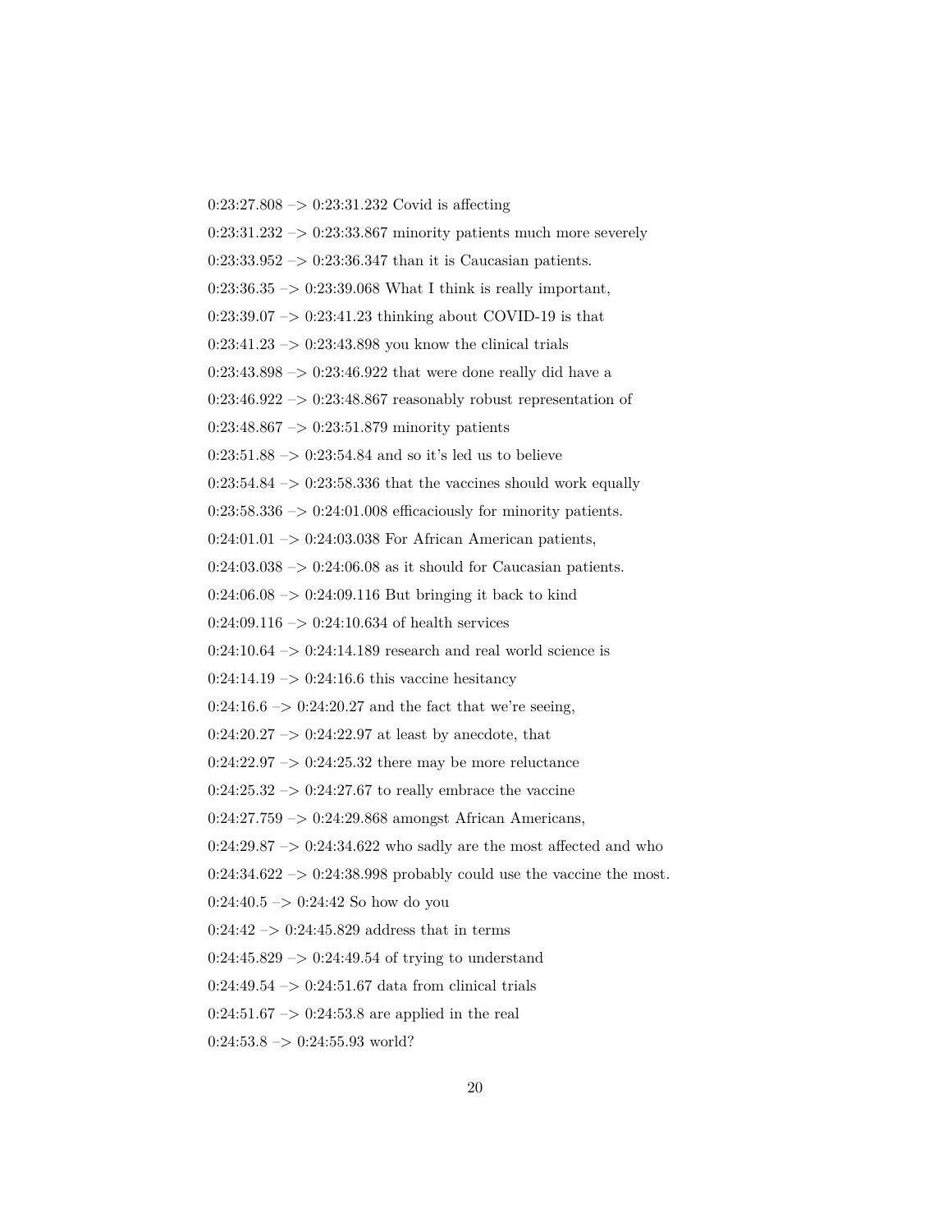0:23:27.808 –> 0:23:31.232 Covid is affecting

0:23:31.232 –> 0:23:33.867 minority patients much more severely

0:23:33.952 –> 0:23:36.347 than it is Caucasian patients.

0:23:36.35 –> 0:23:39.068 What I think is really important,

0:23:39.07 –> 0:23:41.23 thinking about COVID-19 is that

0:23:41.23 –> 0:23:43.898 you know the clinical trials

0:23:43.898 –> 0:23:46.922 that were done really did have a

0:23:46.922 –> 0:23:48.867 reasonably robust representation of

0:23:48.867 –> 0:23:51.879 minority patients

0:23:51.88 –> 0:23:54.84 and so it's led us to believe

0:23:54.84 –> 0:23:58.336 that the vaccines should work equally

0:23:58.336 –> 0:24:01.008 efficaciously for minority patients.

0:24:01.01 –> 0:24:03.038 For African American patients,

0:24:03.038 –> 0:24:06.08 as it should for Caucasian patients.

0:24:06.08 –> 0:24:09.116 But bringing it back to kind

0:24:09.116 –> 0:24:10.634 of health services

0:24:10.64 –> 0:24:14.189 research and real world science is

0:24:14.19 –> 0:24:16.6 this vaccine hesitancy

0:24:16.6 –> 0:24:20.27 and the fact that we're seeing,

0:24:20.27 –> 0:24:22.97 at least by anecdote, that

0:24:22.97 –> 0:24:25.32 there may be more reluctance

0:24:25.32 –> 0:24:27.67 to really embrace the vaccine

0:24:27.759 –> 0:24:29.868 amongst African Americans,

0:24:29.87 –> 0:24:34.622 who sadly are the most affected and who

0:24:34.622 –> 0:24:38.998 probably could use the vaccine the most.

0:24:40.5 –> 0:24:42 So how do you

0:24:42 –> 0:24:45.829 address that in terms

0:24:45.829 –> 0:24:49.54 of trying to understand

0:24:49.54 –> 0:24:51.67 data from clinical trials

0:24:51.67 –> 0:24:53.8 are applied in the real

0:24:53.8 –> 0:24:55.93 world?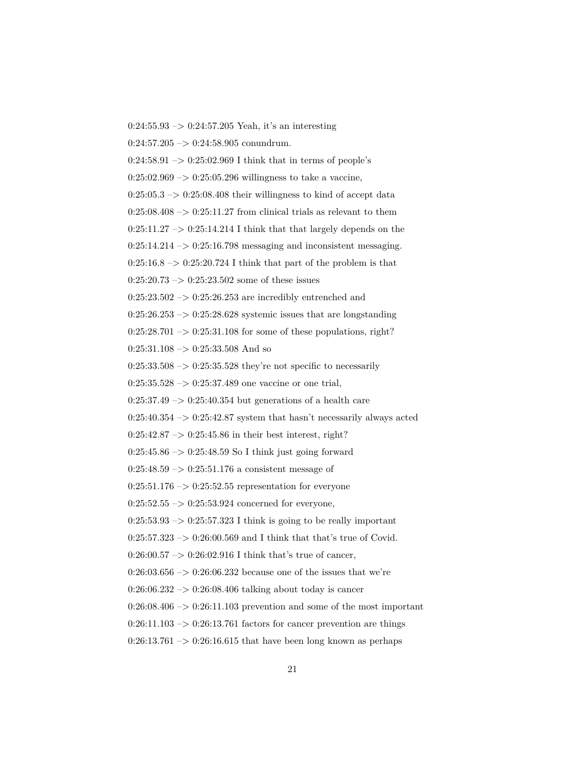0:24:55.93 –> 0:24:57.205 Yeah, it's an interesting

0:24:57.205 –> 0:24:58.905 conundrum.

0:24:58.91 –> 0:25:02.969 I think that in terms of people's

0:25:02.969 –> 0:25:05.296 willingness to take a vaccine,

0:25:05.3 –> 0:25:08.408 their willingness to kind of accept data

0:25:08.408 –> 0:25:11.27 from clinical trials as relevant to them

0:25:11.27 –> 0:25:14.214 I think that that largely depends on the

0:25:14.214 –> 0:25:16.798 messaging and inconsistent messaging.

0:25:16.8 –> 0:25:20.724 I think that part of the problem is that

0:25:20.73 –> 0:25:23.502 some of these issues

0:25:23.502 –> 0:25:26.253 are incredibly entrenched and

0:25:26.253 –> 0:25:28.628 systemic issues that are longstanding

0:25:28.701 –> 0:25:31.108 for some of these populations, right?

0:25:31.108 –> 0:25:33.508 And so

0:25:33.508 –> 0:25:35.528 they're not specific to necessarily

0:25:35.528 –> 0:25:37.489 one vaccine or one trial,

0:25:37.49 –> 0:25:40.354 but generations of a health care

0:25:40.354 –> 0:25:42.87 system that hasn't necessarily always acted

0:25:42.87 –> 0:25:45.86 in their best interest, right?

0:25:45.86 –> 0:25:48.59 So I think just going forward

0:25:48.59 –> 0:25:51.176 a consistent message of

0:25:51.176 –> 0:25:52.55 representation for everyone

0:25:52.55 –> 0:25:53.924 concerned for everyone,

0:25:53.93 –> 0:25:57.323 I think is going to be really important

0:25:57.323 –> 0:26:00.569 and I think that that's true of Covid.

0:26:00.57 –> 0:26:02.916 I think that's true of cancer,

0:26:03.656 –> 0:26:06.232 because one of the issues that we're

0:26:06.232 –> 0:26:08.406 talking about today is cancer

0:26:08.406 –> 0:26:11.103 prevention and some of the most important

0:26:11.103 –> 0:26:13.761 factors for cancer prevention are things

0:26:13.761 –> 0:26:16.615 that have been long known as perhaps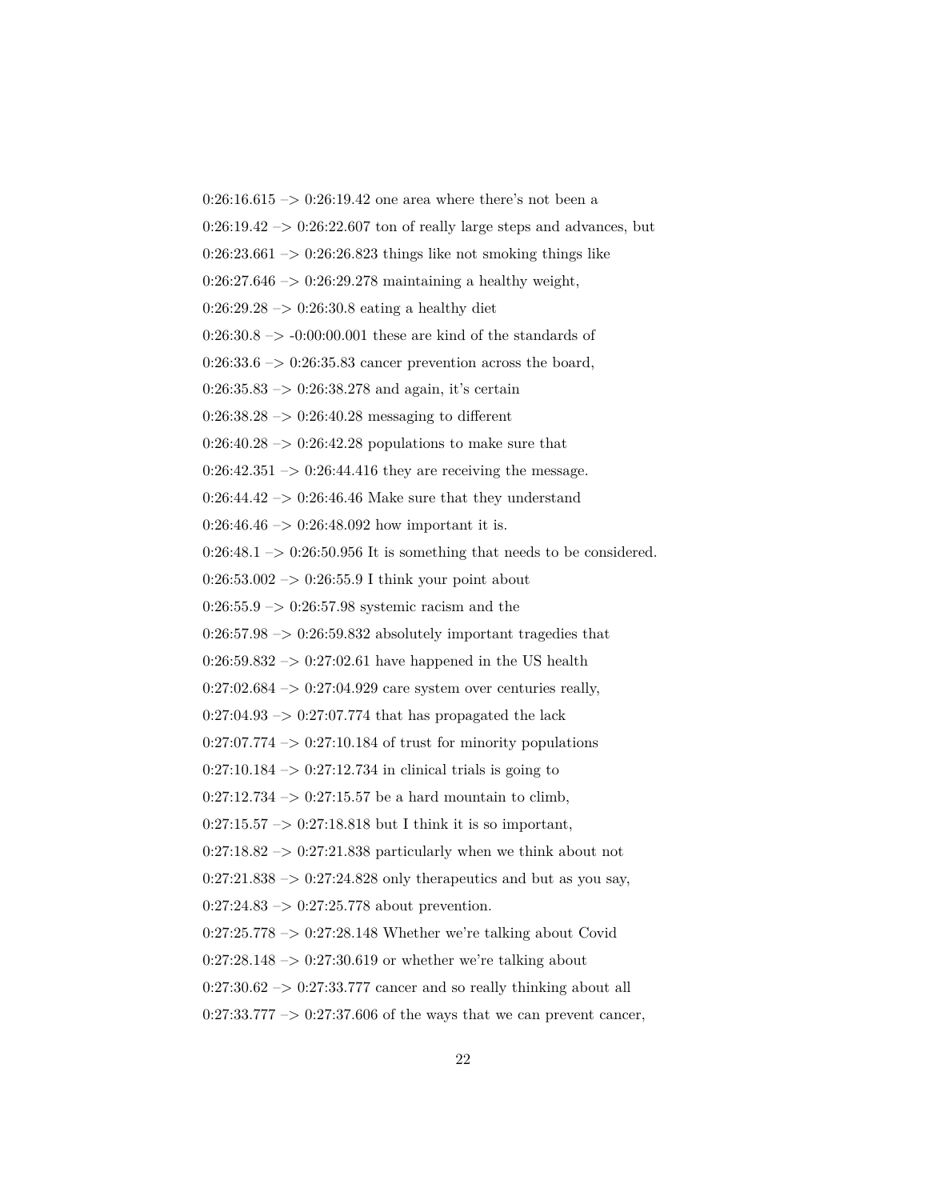0:26:16.615 –> 0:26:19.42 one area where there's not been a

0:26:19.42 –> 0:26:22.607 ton of really large steps and advances, but

0:26:23.661 –> 0:26:26.823 things like not smoking things like

0:26:27.646 –> 0:26:29.278 maintaining a healthy weight,

0:26:29.28 –> 0:26:30.8 eating a healthy diet

0:26:30.8 –> -0:00:00.001 these are kind of the standards of

0:26:33.6 –> 0:26:35.83 cancer prevention across the board,

0:26:35.83 –> 0:26:38.278 and again, it's certain

0:26:38.28 –> 0:26:40.28 messaging to different

0:26:40.28 –> 0:26:42.28 populations to make sure that

0:26:42.351 –> 0:26:44.416 they are receiving the message.

0:26:44.42 –> 0:26:46.46 Make sure that they understand

0:26:46.46 –> 0:26:48.092 how important it is.

0:26:48.1 –> 0:26:50.956 It is something that needs to be considered.

0:26:53.002 –> 0:26:55.9 I think your point about

0:26:55.9 –> 0:26:57.98 systemic racism and the

0:26:57.98 –> 0:26:59.832 absolutely important tragedies that

0:26:59.832 –> 0:27:02.61 have happened in the US health

0:27:02.684 –> 0:27:04.929 care system over centuries really,

0:27:04.93 –> 0:27:07.774 that has propagated the lack

0:27:07.774 –> 0:27:10.184 of trust for minority populations

0:27:10.184 –> 0:27:12.734 in clinical trials is going to

0:27:12.734 –> 0:27:15.57 be a hard mountain to climb,

0:27:15.57 –> 0:27:18.818 but I think it is so important,

0:27:18.82 –> 0:27:21.838 particularly when we think about not

0:27:21.838 –> 0:27:24.828 only therapeutics and but as you say,

0:27:24.83 –> 0:27:25.778 about prevention.

0:27:25.778 –> 0:27:28.148 Whether we're talking about Covid

0:27:28.148 –> 0:27:30.619 or whether we're talking about

0:27:30.62 –> 0:27:33.777 cancer and so really thinking about all

0:27:33.777 –> 0:27:37.606 of the ways that we can prevent cancer,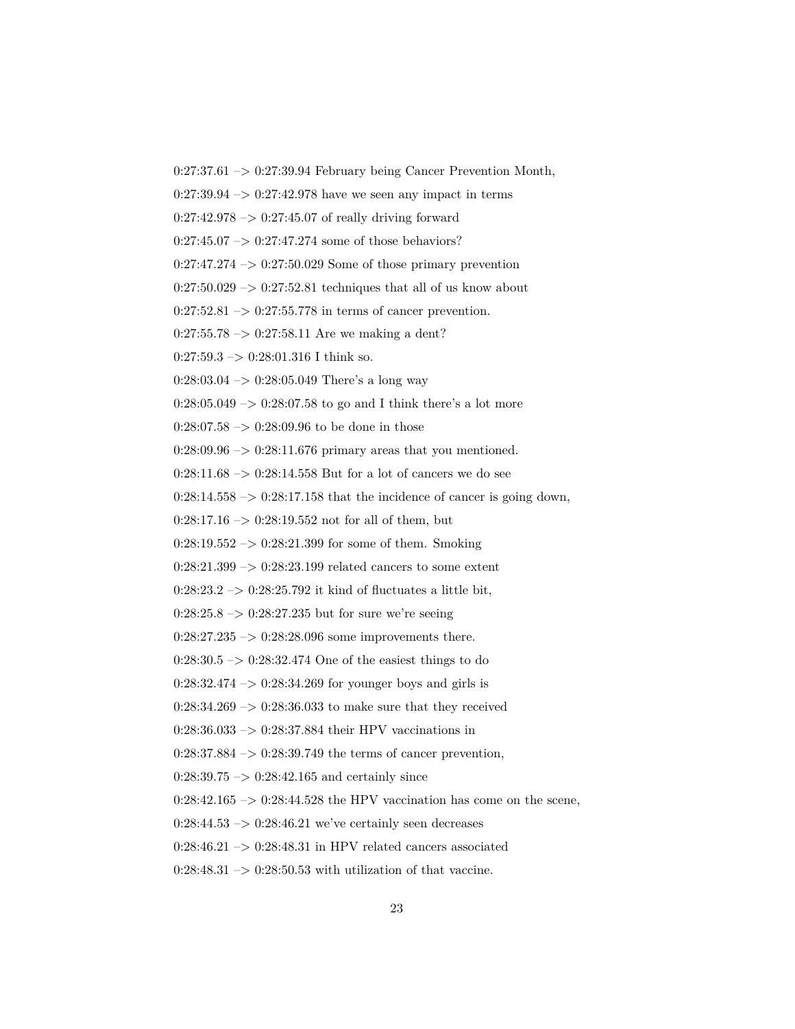0:27:37.61 –> 0:27:39.94 February being Cancer Prevention Month,

0:27:39.94 –> 0:27:42.978 have we seen any impact in terms

0:27:42.978 –> 0:27:45.07 of really driving forward

0:27:45.07 –> 0:27:47.274 some of those behaviors?

0:27:47.274 –> 0:27:50.029 Some of those primary prevention

0:27:50.029 –> 0:27:52.81 techniques that all of us know about

0:27:52.81 –> 0:27:55.778 in terms of cancer prevention.

0:27:55.78 –> 0:27:58.11 Are we making a dent?

0:27:59.3 –> 0:28:01.316 I think so.

0:28:03.04 –> 0:28:05.049 There's a long way

0:28:05.049 –> 0:28:07.58 to go and I think there's a lot more

0:28:07.58 –> 0:28:09.96 to be done in those

0:28:09.96 –> 0:28:11.676 primary areas that you mentioned.

0:28:11.68 –> 0:28:14.558 But for a lot of cancers we do see

0:28:14.558 –> 0:28:17.158 that the incidence of cancer is going down,

0:28:17.16 –> 0:28:19.552 not for all of them, but

0:28:19.552 –> 0:28:21.399 for some of them. Smoking

0:28:21.399 –> 0:28:23.199 related cancers to some extent

0:28:23.2 –> 0:28:25.792 it kind of fluctuates a little bit,

0:28:25.8 –> 0:28:27.235 but for sure we're seeing

0:28:27.235 –> 0:28:28.096 some improvements there.

0:28:30.5 –> 0:28:32.474 One of the easiest things to do

0:28:32.474 –> 0:28:34.269 for younger boys and girls is

0:28:34.269 –> 0:28:36.033 to make sure that they received

0:28:36.033 –> 0:28:37.884 their HPV vaccinations in

0:28:37.884 –> 0:28:39.749 the terms of cancer prevention,

0:28:39.75 –> 0:28:42.165 and certainly since

0:28:42.165 –> 0:28:44.528 the HPV vaccination has come on the scene,

0:28:44.53 –> 0:28:46.21 we've certainly seen decreases

0:28:46.21 –> 0:28:48.31 in HPV related cancers associated

0:28:48.31 –> 0:28:50.53 with utilization of that vaccine.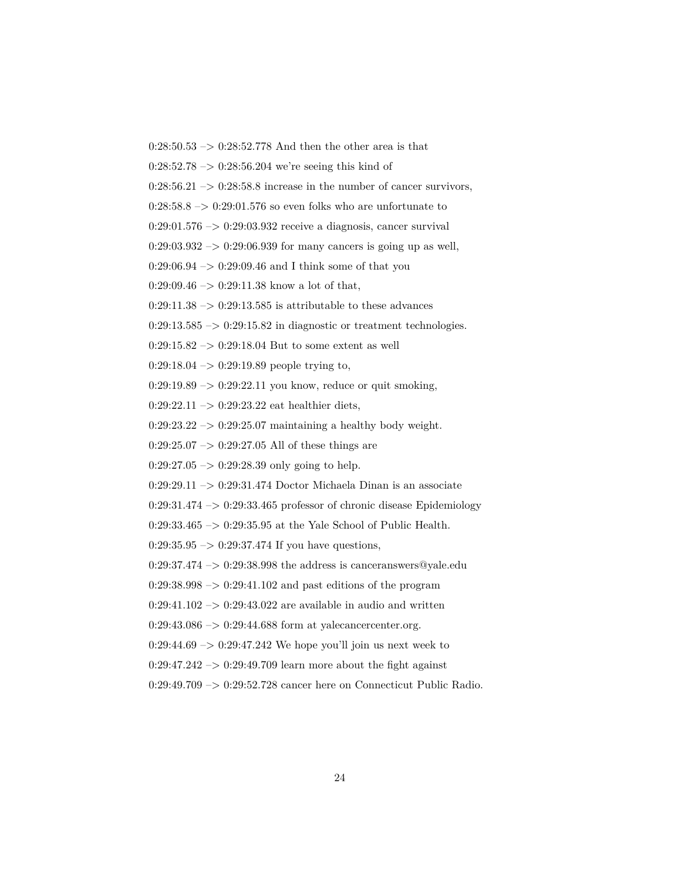0:28:50.53 –> 0:28:52.778 And then the other area is that

0:28:52.78 –> 0:28:56.204 we're seeing this kind of

0:28:56.21 –> 0:28:58.8 increase in the number of cancer survivors,

0:28:58.8 –> 0:29:01.576 so even folks who are unfortunate to

0:29:01.576 –> 0:29:03.932 receive a diagnosis, cancer survival

0:29:03.932 –> 0:29:06.939 for many cancers is going up as well,

0:29:06.94 –> 0:29:09.46 and I think some of that you

0:29:09.46 –> 0:29:11.38 know a lot of that,

0:29:11.38 –> 0:29:13.585 is attributable to these advances

0:29:13.585 –> 0:29:15.82 in diagnostic or treatment technologies.

0:29:15.82 –> 0:29:18.04 But to some extent as well

0:29:18.04 –> 0:29:19.89 people trying to,

0:29:19.89 –> 0:29:22.11 you know, reduce or quit smoking,

0:29:22.11 –> 0:29:23.22 eat healthier diets,

0:29:23.22 –> 0:29:25.07 maintaining a healthy body weight.

0:29:25.07 –> 0:29:27.05 All of these things are

0:29:27.05 –> 0:29:28.39 only going to help.

0:29:29.11 –> 0:29:31.474 Doctor Michaela Dinan is an associate

0:29:31.474 –> 0:29:33.465 professor of chronic disease Epidemiology

0:29:33.465 –> 0:29:35.95 at the Yale School of Public Health.

0:29:35.95 –> 0:29:37.474 If you have questions,

0:29:37.474 –> 0:29:38.998 the address is canceranswers@yale.edu

0:29:38.998 –> 0:29:41.102 and past editions of the program

0:29:41.102 –> 0:29:43.022 are available in audio and written

0:29:43.086 –> 0:29:44.688 form at yalecancercenter.org.

0:29:44.69 –> 0:29:47.242 We hope you'll join us next week to

0:29:47.242 –> 0:29:49.709 learn more about the fight against

0:29:49.709 –> 0:29:52.728 cancer here on Connecticut Public Radio.